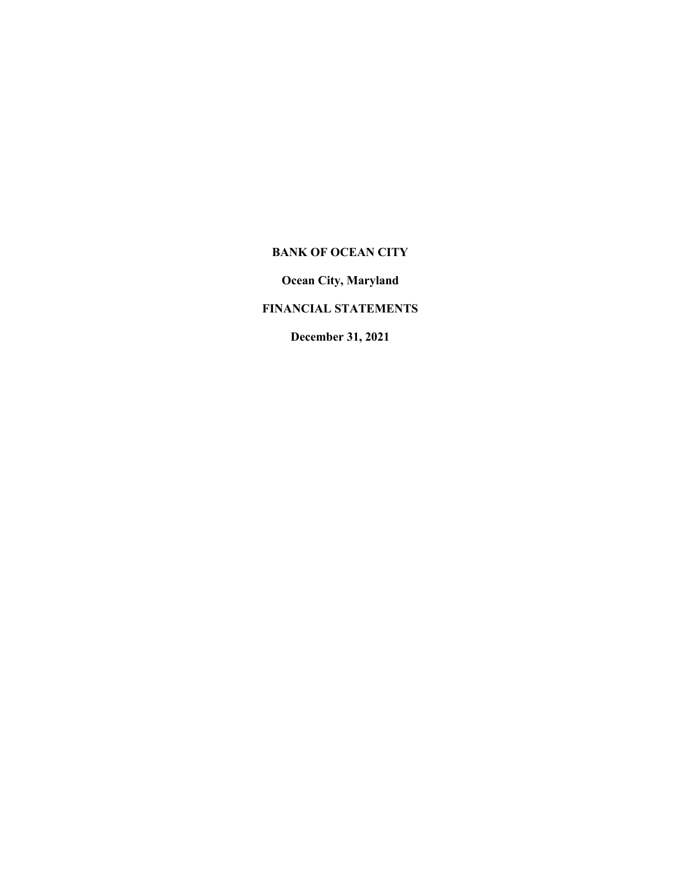# BANK OF OCEAN CITY

**Ocean City, Maryland**

**FINANCIAL STATEMENTS**

**December 31, 2021**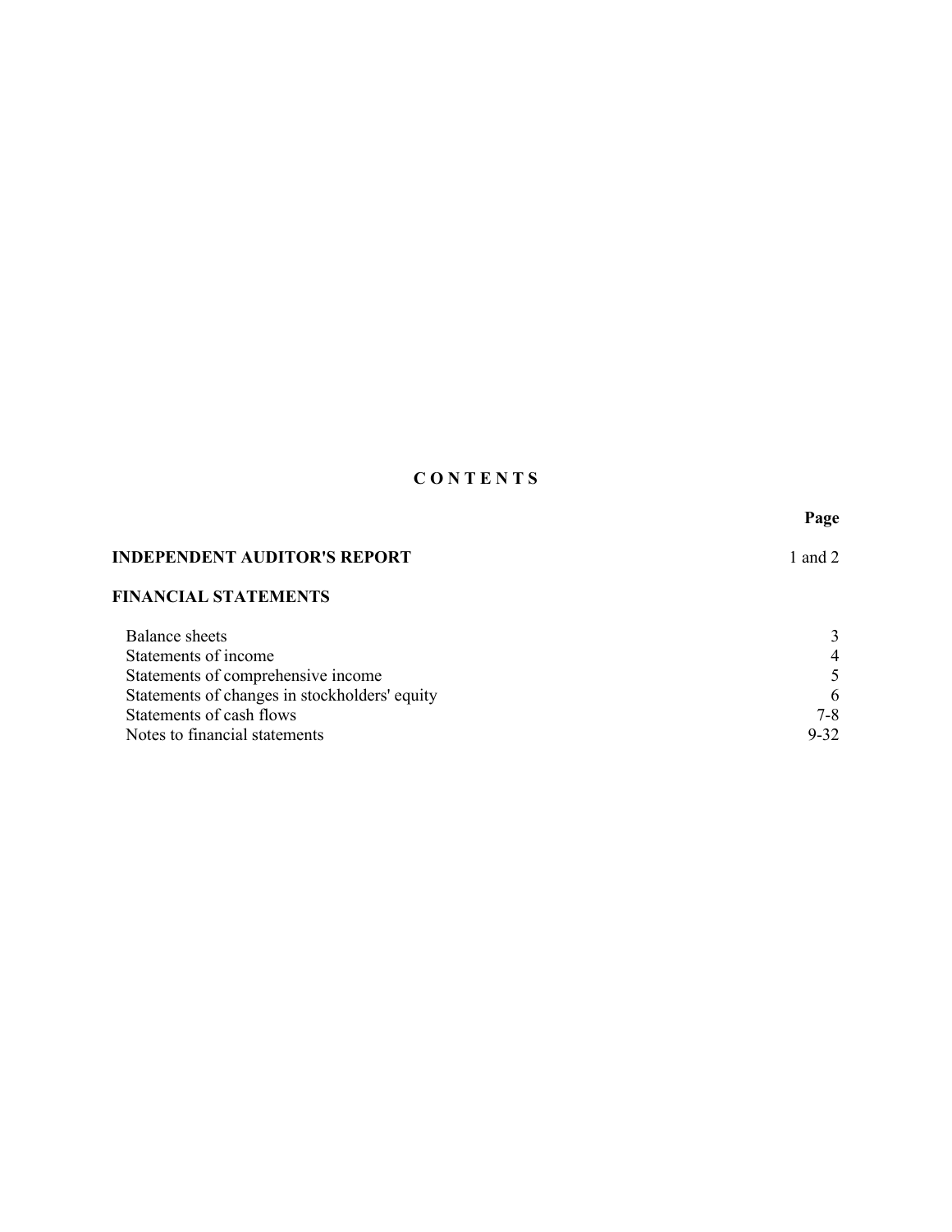# C O N T E N T S

| | Page |
|---|---|
| **INDEPENDENT AUDITOR'S REPORT** | 1 and 2 |
| **FINANCIAL STATEMENTS** | |
| Balance sheets | 3 |
| Statements of income | 4 |
| Statements of comprehensive income | 5 |
| Statements of changes in stockholders' equity | 6 |
| Statements of cash flows | 7-8 |
| Notes to financial statements | 9-32 |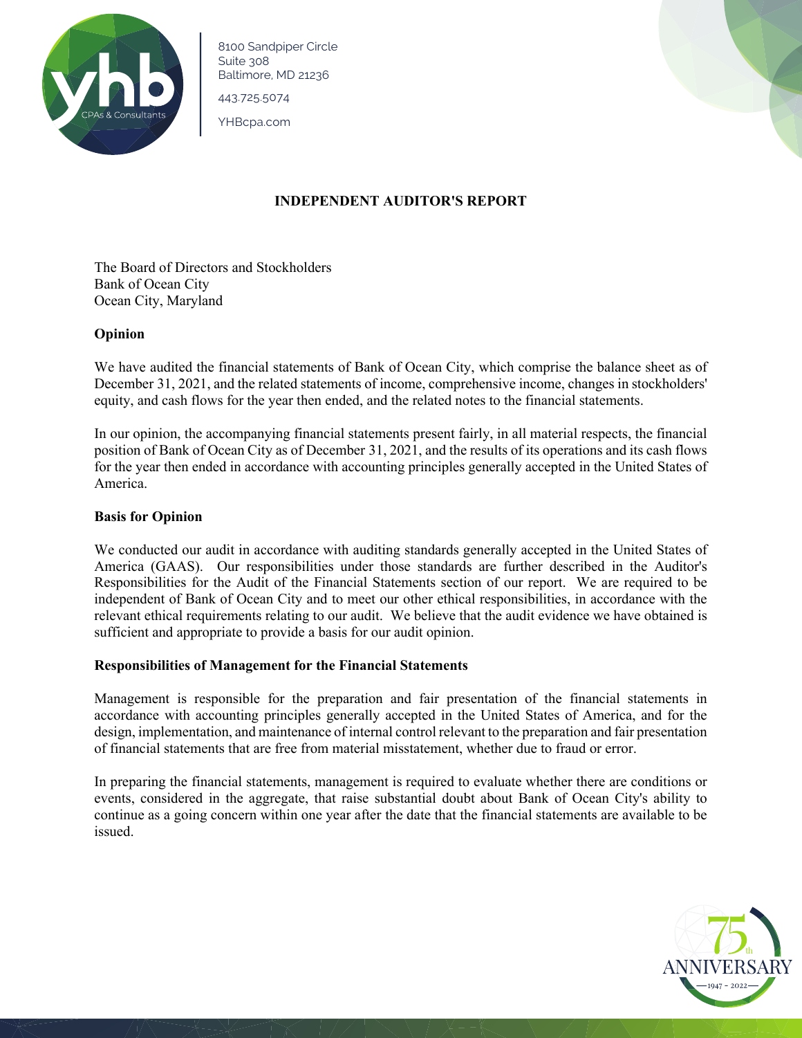8100 Sandpiper Circle
Suite 308
Baltimore, MD 21236

443.725.5074

YHBcpa.com

## INDEPENDENT AUDITOR'S REPORT

The Board of Directors and Stockholders
Bank of Ocean City
Ocean City, Maryland

### Opinion

We have audited the financial statements of Bank of Ocean City, which comprise the balance sheet as of December 31, 2021, and the related statements of income, comprehensive income, changes in stockholders' equity, and cash flows for the year then ended, and the related notes to the financial statements.

In our opinion, the accompanying financial statements present fairly, in all material respects, the financial position of Bank of Ocean City as of December 31, 2021, and the results of its operations and its cash flows for the year then ended in accordance with accounting principles generally accepted in the United States of America.

### Basis for Opinion

We conducted our audit in accordance with auditing standards generally accepted in the United States of America (GAAS). Our responsibilities under those standards are further described in the Auditor's Responsibilities for the Audit of the Financial Statements section of our report. We are required to be independent of Bank of Ocean City and to meet our other ethical responsibilities, in accordance with the relevant ethical requirements relating to our audit. We believe that the audit evidence we have obtained is sufficient and appropriate to provide a basis for our audit opinion.

### Responsibilities of Management for the Financial Statements

Management is responsible for the preparation and fair presentation of the financial statements in accordance with accounting principles generally accepted in the United States of America, and for the design, implementation, and maintenance of internal control relevant to the preparation and fair presentation of financial statements that are free from material misstatement, whether due to fraud or error.

In preparing the financial statements, management is required to evaluate whether there are conditions or events, considered in the aggregate, that raise substantial doubt about Bank of Ocean City's ability to continue as a going concern within one year after the date that the financial statements are available to be issued.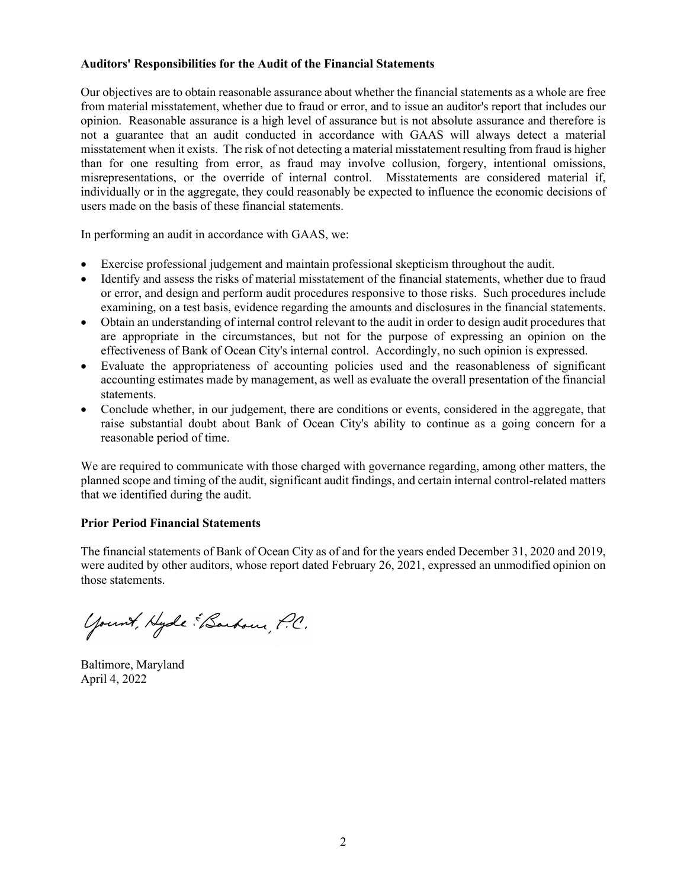**Auditors' Responsibilities for the Audit of the Financial Statements**

Our objectives are to obtain reasonable assurance about whether the financial statements as a whole are free from material misstatement, whether due to fraud or error, and to issue an auditor's report that includes our opinion. Reasonable assurance is a high level of assurance but is not absolute assurance and therefore is not a guarantee that an audit conducted in accordance with GAAS will always detect a material misstatement when it exists. The risk of not detecting a material misstatement resulting from fraud is higher than for one resulting from error, as fraud may involve collusion, forgery, intentional omissions, misrepresentations, or the override of internal control. Misstatements are considered material if, individually or in the aggregate, they could reasonably be expected to influence the economic decisions of users made on the basis of these financial statements.

In performing an audit in accordance with GAAS, we:

- Exercise professional judgement and maintain professional skepticism throughout the audit.
- Identify and assess the risks of material misstatement of the financial statements, whether due to fraud or error, and design and perform audit procedures responsive to those risks. Such procedures include examining, on a test basis, evidence regarding the amounts and disclosures in the financial statements.
- Obtain an understanding of internal control relevant to the audit in order to design audit procedures that are appropriate in the circumstances, but not for the purpose of expressing an opinion on the effectiveness of Bank of Ocean City's internal control. Accordingly, no such opinion is expressed.
- Evaluate the appropriateness of accounting policies used and the reasonableness of significant accounting estimates made by management, as well as evaluate the overall presentation of the financial statements.
- Conclude whether, in our judgement, there are conditions or events, considered in the aggregate, that raise substantial doubt about Bank of Ocean City's ability to continue as a going concern for a reasonable period of time.

We are required to communicate with those charged with governance regarding, among other matters, the planned scope and timing of the audit, significant audit findings, and certain internal control-related matters that we identified during the audit.

**Prior Period Financial Statements**

The financial statements of Bank of Ocean City as of and for the years ended December 31, 2020 and 2019, were audited by other auditors, whose report dated February 26, 2021, expressed an unmodified opinion on those statements.

Yount, Hyde & Barbour, P.C.

Baltimore, Maryland
April 4, 2022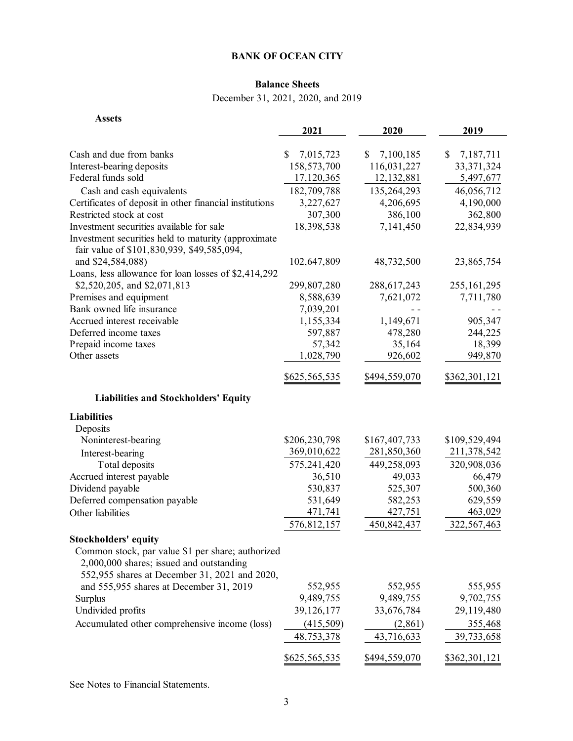# BANK OF OCEAN CITY

## Balance Sheets

December 31, 2021, 2020, and 2019

**Assets**

| | 2021 | 2020 | 2019 |
|---|---|---|---|
| Cash and due from banks | $ 7,015,723 | $ 7,100,185 | $ 7,187,711 |
| Interest-bearing deposits | 158,573,700 | 116,031,227 | 33,371,324 |
| Federal funds sold | 17,120,365 | 12,132,881 | 5,497,677 |
| Cash and cash equivalents | 182,709,788 | 135,264,293 | 46,056,712 |
| Certificates of deposit in other financial institutions | 3,227,627 | 4,206,695 | 4,190,000 |
| Restricted stock at cost | 307,300 | 386,100 | 362,800 |
| Investment securities available for sale | 18,398,538 | 7,141,450 | 22,834,939 |
| Investment securities held to maturity (approximate fair value of $101,830,939, $49,585,094, and $24,584,088) | 102,647,809 | 48,732,500 | 23,865,754 |
| Loans, less allowance for loan losses of $2,414,292 $2,520,205, and $2,071,813 | 299,807,280 | 288,617,243 | 255,161,295 |
| Premises and equipment | 8,588,639 | 7,621,072 | 7,711,780 |
| Bank owned life insurance | 7,039,201 | - - | - - |
| Accrued interest receivable | 1,155,334 | 1,149,671 | 905,347 |
| Deferred income taxes | 597,887 | 478,280 | 244,225 |
| Prepaid income taxes | 57,342 | 35,164 | 18,399 |
| Other assets | 1,028,790 | 926,602 | 949,870 |
| | $625,565,535 | $494,559,070 | $362,301,121 |

**Liabilities and Stockholders' Equity**

| | 2021 | 2020 | 2019 |
|---|---|---|---|
| **Liabilities** | | | |
| Deposits | | | |
| Noninterest-bearing | $206,230,798 | $167,407,733 | $109,529,494 |
| Interest-bearing | 369,010,622 | 281,850,360 | 211,378,542 |
| Total deposits | 575,241,420 | 449,258,093 | 320,908,036 |
| Accrued interest payable | 36,510 | 49,033 | 66,479 |
| Dividend payable | 530,837 | 525,307 | 500,360 |
| Deferred compensation payable | 531,649 | 582,253 | 629,559 |
| Other liabilities | 471,741 | 427,751 | 463,029 |
| | 576,812,157 | 450,842,437 | 322,567,463 |
| **Stockholders' equity** | | | |
| Common stock, par value $1 per share; authorized 2,000,000 shares; issued and outstanding 552,955 shares at December 31, 2021 and 2020, and 555,955 shares at December 31, 2019 | 552,955 | 552,955 | 555,955 |
| Surplus | 9,489,755 | 9,489,755 | 9,702,755 |
| Undivided profits | 39,126,177 | 33,676,784 | 29,119,480 |
| Accumulated other comprehensive income (loss) | (415,509) | (2,861) | 355,468 |
| | 48,753,378 | 43,716,633 | 39,733,658 |
| | $625,565,535 | $494,559,070 | $362,301,121 |

See Notes to Financial Statements.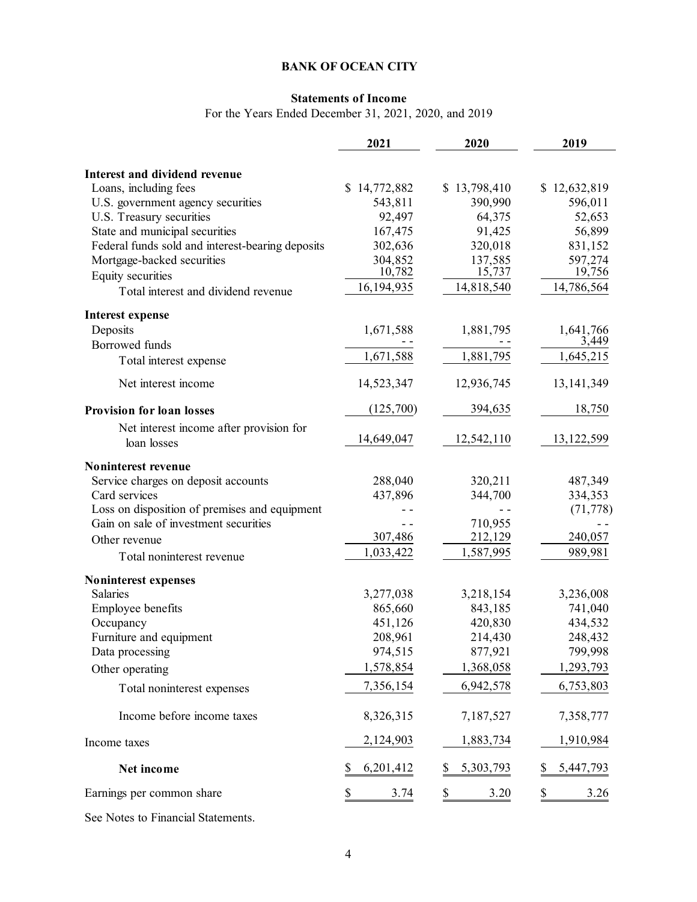# BANK OF OCEAN CITY

## Statements of Income

For the Years Ended December 31, 2021, 2020, and 2019

| | 2021 | 2020 | 2019 |
|---|---|---|---|
| **Interest and dividend revenue** | | | |
| Loans, including fees | $ 14,772,882 | $ 13,798,410 | $ 12,632,819 |
| U.S. government agency securities | 543,811 | 390,990 | 596,011 |
| U.S. Treasury securities | 92,497 | 64,375 | 52,653 |
| State and municipal securities | 167,475 | 91,425 | 56,899 |
| Federal funds sold and interest-bearing deposits | 302,636 | 320,018 | 831,152 |
| Mortgage-backed securities | 304,852 | 137,585 | 597,274 |
| Equity securities | 10,782 | 15,737 | 19,756 |
| Total interest and dividend revenue | 16,194,935 | 14,818,540 | 14,786,564 |
| **Interest expense** | | | |
| Deposits | 1,671,588 | 1,881,795 | 1,641,766 |
| Borrowed funds | - - | - - | 3,449 |
| Total interest expense | 1,671,588 | 1,881,795 | 1,645,215 |
| Net interest income | 14,523,347 | 12,936,745 | 13,141,349 |
| **Provision for loan losses** | (125,700) | 394,635 | 18,750 |
| Net interest income after provision for loan losses | 14,649,047 | 12,542,110 | 13,122,599 |
| **Noninterest revenue** | | | |
| Service charges on deposit accounts | 288,040 | 320,211 | 487,349 |
| Card services | 437,896 | 344,700 | 334,353 |
| Loss on disposition of premises and equipment | - - | - - | (71,778) |
| Gain on sale of investment securities | - - | 710,955 | - - |
| Other revenue | 307,486 | 212,129 | 240,057 |
| Total noninterest revenue | 1,033,422 | 1,587,995 | 989,981 |
| **Noninterest expenses** | | | |
| Salaries | 3,277,038 | 3,218,154 | 3,236,008 |
| Employee benefits | 865,660 | 843,185 | 741,040 |
| Occupancy | 451,126 | 420,830 | 434,532 |
| Furniture and equipment | 208,961 | 214,430 | 248,432 |
| Data processing | 974,515 | 877,921 | 799,998 |
| Other operating | 1,578,854 | 1,368,058 | 1,293,793 |
| Total noninterest expenses | 7,356,154 | 6,942,578 | 6,753,803 |
| Income before income taxes | 8,326,315 | 7,187,527 | 7,358,777 |
| Income taxes | 2,124,903 | 1,883,734 | 1,910,984 |
| **Net income** | $ 6,201,412 | $ 5,303,793 | $ 5,447,793 |
| Earnings per common share | $ 3.74 | $ 3.20 | $ 3.26 |

See Notes to Financial Statements.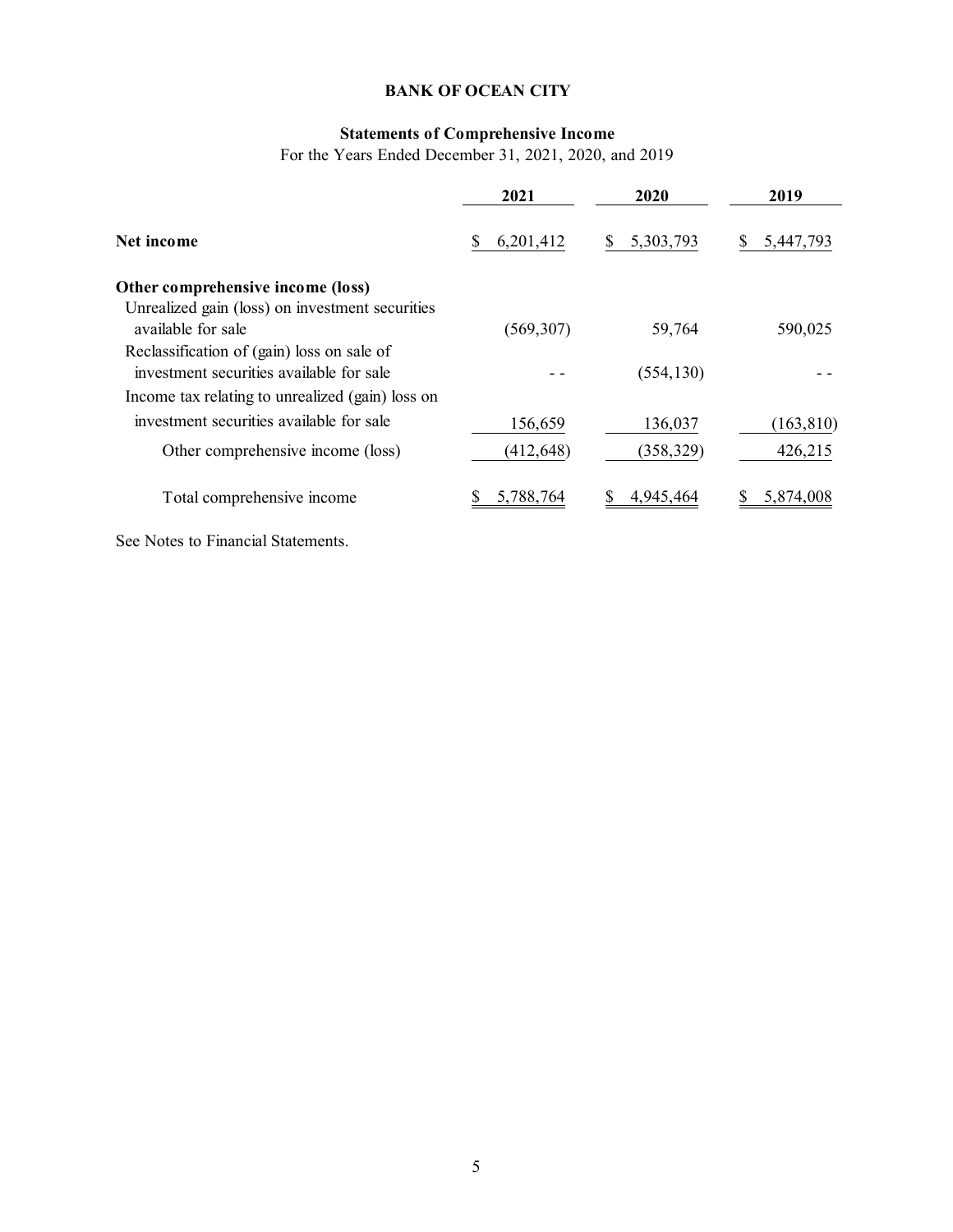# BANK OF OCEAN CITY

## Statements of Comprehensive Income

For the Years Ended December 31, 2021, 2020, and 2019

| | 2021 | 2020 | 2019 |
|---|---|---|---|
| **Net income** | $ 6,201,412 | $ 5,303,793 | $ 5,447,793 |
| **Other comprehensive income (loss)** | | | |
| Unrealized gain (loss) on investment securities available for sale | (569,307) | 59,764 | 590,025 |
| Reclassification of (gain) loss on sale of investment securities available for sale | - - | (554,130) | - - |
| Income tax relating to unrealized (gain) loss on investment securities available for sale | 156,659 | 136,037 | (163,810) |
| Other comprehensive income (loss) | (412,648) | (358,329) | 426,215 |
| Total comprehensive income | $ 5,788,764 | $ 4,945,464 | $ 5,874,008 |

See Notes to Financial Statements.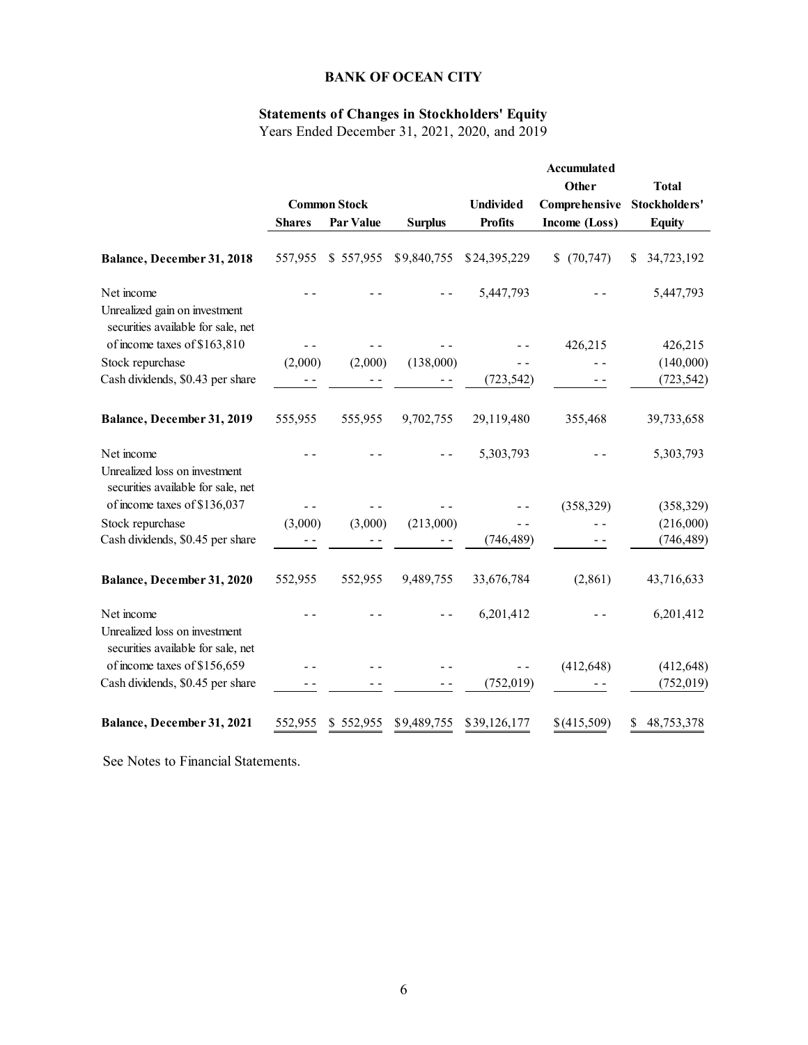# BANK OF OCEAN CITY

## Statements of Changes in Stockholders' Equity

Years Ended December 31, 2021, 2020, and 2019

| | Common Stock | | | | Accumulated Other | Total |
|---|---|---|---|---|---|---|
| | Shares | Par Value | Surplus | Undivided Profits | Comprehensive Income (Loss) | Stockholders' Equity |
| **Balance, December 31, 2018** | 557,955 | $ 557,955 | $9,840,755 | $24,395,229 | $ (70,747) | $ 34,723,192 |
| Net income | - - | - - | - - | 5,447,793 | - - | 5,447,793 |
| Unrealized gain on investment securities available for sale, net of income taxes of $163,810 | - - | - - | - - | - - | 426,215 | 426,215 |
| Stock repurchase | (2,000) | (2,000) | (138,000) | - - | - - | (140,000) |
| Cash dividends, $0.43 per share | - - | - - | - - | (723,542) | - - | (723,542) |
| **Balance, December 31, 2019** | 555,955 | 555,955 | 9,702,755 | 29,119,480 | 355,468 | 39,733,658 |
| Net income | - - | - - | - - | 5,303,793 | - - | 5,303,793 |
| Unrealized loss on investment securities available for sale, net of income taxes of $136,037 | - - | - - | - - | - - | (358,329) | (358,329) |
| Stock repurchase | (3,000) | (3,000) | (213,000) | - - | - - | (216,000) |
| Cash dividends, $0.45 per share | - - | - - | - - | (746,489) | - - | (746,489) |
| **Balance, December 31, 2020** | 552,955 | 552,955 | 9,489,755 | 33,676,784 | (2,861) | 43,716,633 |
| Net income | - - | - - | - - | 6,201,412 | - - | 6,201,412 |
| Unrealized loss on investment securities available for sale, net of income taxes of $156,659 | - - | - - | - - | - - | (412,648) | (412,648) |
| Cash dividends, $0.45 per share | - - | - - | - - | (752,019) | - - | (752,019) |
| **Balance, December 31, 2021** | 552,955 | $ 552,955 | $9,489,755 | $39,126,177 | $(415,509) | $ 48,753,378 |

See Notes to Financial Statements.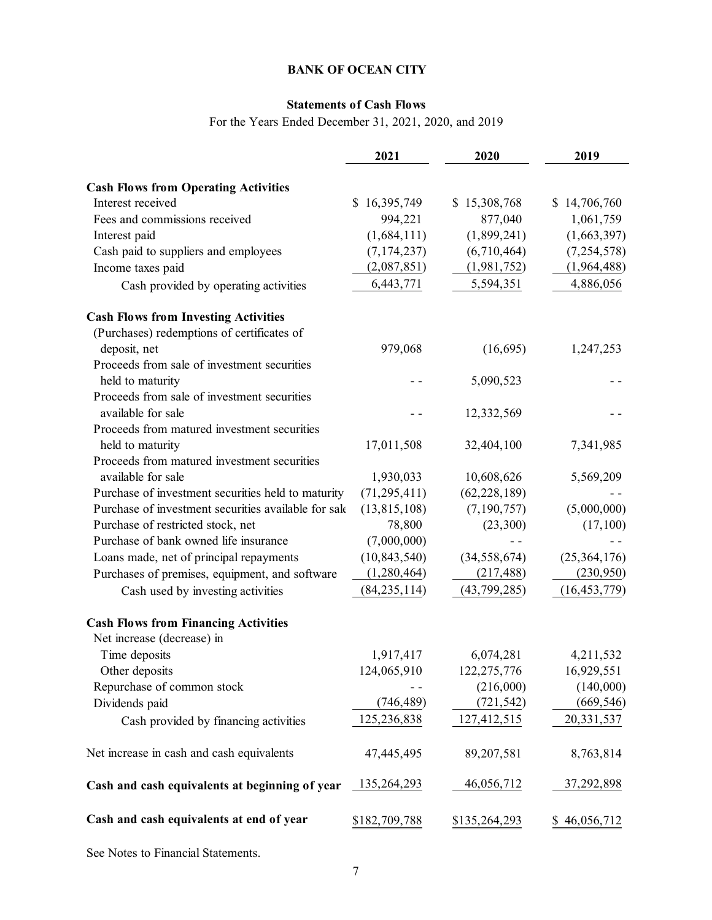**BANK OF OCEAN CITY**

**Statements of Cash Flows**

For the Years Ended December 31, 2021, 2020, and 2019

| | 2021 | 2020 | 2019 |
|---|---|---|---|
| **Cash Flows from Operating Activities** | | | |
| Interest received | $ 16,395,749 | $ 15,308,768 | $ 14,706,760 |
| Fees and commissions received | 994,221 | 877,040 | 1,061,759 |
| Interest paid | (1,684,111) | (1,899,241) | (1,663,397) |
| Cash paid to suppliers and employees | (7,174,237) | (6,710,464) | (7,254,578) |
| Income taxes paid | (2,087,851) | (1,981,752) | (1,964,488) |
| Cash provided by operating activities | 6,443,771 | 5,594,351 | 4,886,056 |
| **Cash Flows from Investing Activities** | | | |
| (Purchases) redemptions of certificates of deposit, net | 979,068 | (16,695) | 1,247,253 |
| Proceeds from sale of investment securities held to maturity | - - | 5,090,523 | - - |
| Proceeds from sale of investment securities available for sale | - - | 12,332,569 | - - |
| Proceeds from matured investment securities held to maturity | 17,011,508 | 32,404,100 | 7,341,985 |
| Proceeds from matured investment securities available for sale | 1,930,033 | 10,608,626 | 5,569,209 |
| Purchase of investment securities held to maturity | (71,295,411) | (62,228,189) | - - |
| Purchase of investment securities available for sale | (13,815,108) | (7,190,757) | (5,000,000) |
| Purchase of restricted stock, net | 78,800 | (23,300) | (17,100) |
| Purchase of bank owned life insurance | (7,000,000) | - - | - - |
| Loans made, net of principal repayments | (10,843,540) | (34,558,674) | (25,364,176) |
| Purchases of premises, equipment, and software | (1,280,464) | (217,488) | (230,950) |
| Cash used by investing activities | (84,235,114) | (43,799,285) | (16,453,779) |
| **Cash Flows from Financing Activities** | | | |
| Net increase (decrease) in | | | |
| Time deposits | 1,917,417 | 6,074,281 | 4,211,532 |
| Other deposits | 124,065,910 | 122,275,776 | 16,929,551 |
| Repurchase of common stock | - - | (216,000) | (140,000) |
| Dividends paid | (746,489) | (721,542) | (669,546) |
| Cash provided by financing activities | 125,236,838 | 127,412,515 | 20,331,537 |
| Net increase in cash and cash equivalents | 47,445,495 | 89,207,581 | 8,763,814 |
| **Cash and cash equivalents at beginning of year** | 135,264,293 | 46,056,712 | 37,292,898 |
| **Cash and cash equivalents at end of year** | $182,709,788 | $135,264,293 | $ 46,056,712 |

See Notes to Financial Statements.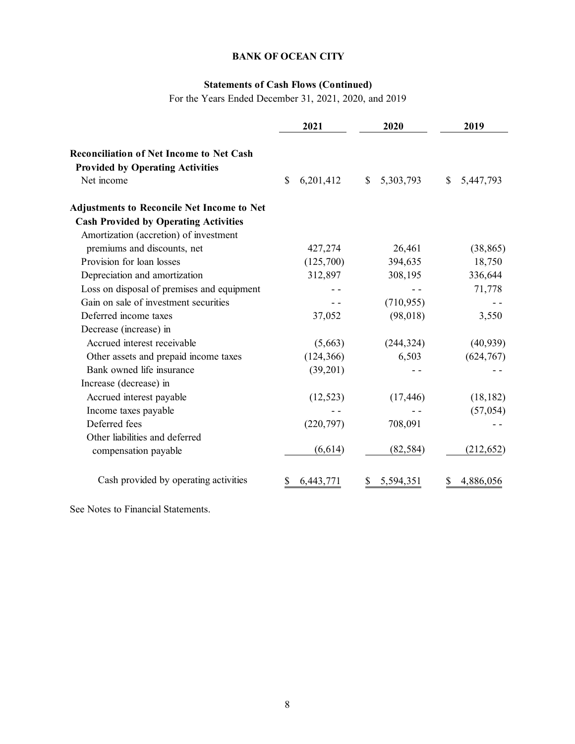**BANK OF OCEAN CITY**

**Statements of Cash Flows (Continued)**

For the Years Ended December 31, 2021, 2020, and 2019

| | 2021 | 2020 | 2019 |
|---|---|---|---|
| **Reconciliation of Net Income to Net Cash Provided by Operating Activities** | | | |
| Net income | $ 6,201,412 | $ 5,303,793 | $ 5,447,793 |
| **Adjustments to Reconcile Net Income to Net Cash Provided by Operating Activities** | | | |
| Amortization (accretion) of investment premiums and discounts, net | 427,274 | 26,461 | (38,865) |
| Provision for loan losses | (125,700) | 394,635 | 18,750 |
| Depreciation and amortization | 312,897 | 308,195 | 336,644 |
| Loss on disposal of premises and equipment | - - | - - | 71,778 |
| Gain on sale of investment securities | - - | (710,955) | - - |
| Deferred income taxes | 37,052 | (98,018) | 3,550 |
| Decrease (increase) in | | | |
| Accrued interest receivable | (5,663) | (244,324) | (40,939) |
| Other assets and prepaid income taxes | (124,366) | 6,503 | (624,767) |
| Bank owned life insurance | (39,201) | - - | - - |
| Increase (decrease) in | | | |
| Accrued interest payable | (12,523) | (17,446) | (18,182) |
| Income taxes payable | - - | - - | (57,054) |
| Deferred fees | (220,797) | 708,091 | - - |
| Other liabilities and deferred compensation payable | (6,614) | (82,584) | (212,652) |
| Cash provided by operating activities | $ 6,443,771 | $ 5,594,351 | $ 4,886,056 |

See Notes to Financial Statements.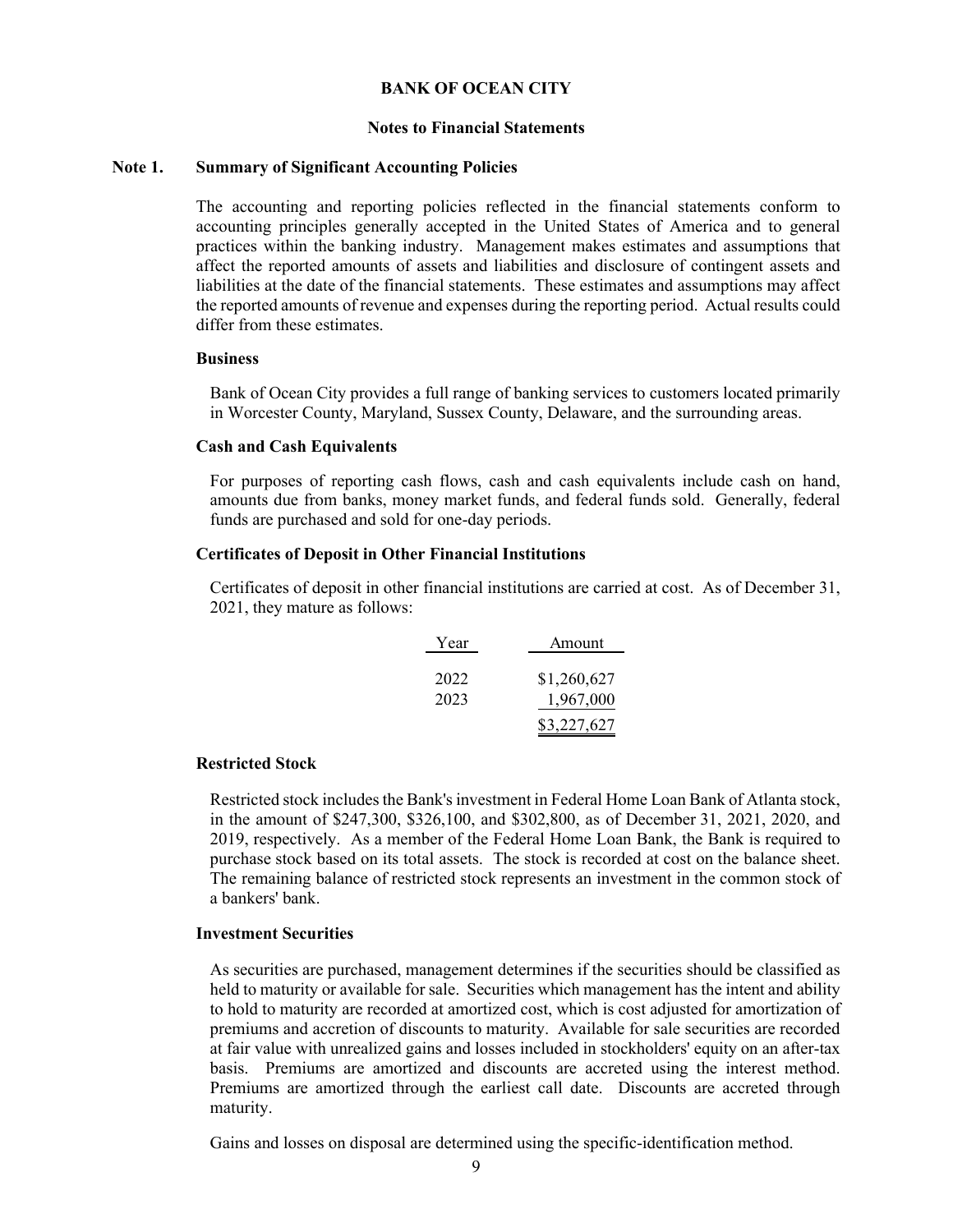# BANK OF OCEAN CITY

## Notes to Financial Statements

### Note 1. Summary of Significant Accounting Policies

The accounting and reporting policies reflected in the financial statements conform to accounting principles generally accepted in the United States of America and to general practices within the banking industry. Management makes estimates and assumptions that affect the reported amounts of assets and liabilities and disclosure of contingent assets and liabilities at the date of the financial statements. These estimates and assumptions may affect the reported amounts of revenue and expenses during the reporting period. Actual results could differ from these estimates.

**Business**

Bank of Ocean City provides a full range of banking services to customers located primarily in Worcester County, Maryland, Sussex County, Delaware, and the surrounding areas.

**Cash and Cash Equivalents**

For purposes of reporting cash flows, cash and cash equivalents include cash on hand, amounts due from banks, money market funds, and federal funds sold. Generally, federal funds are purchased and sold for one-day periods.

**Certificates of Deposit in Other Financial Institutions**

Certificates of deposit in other financial institutions are carried at cost. As of December 31, 2021, they mature as follows:

| Year | Amount |
|---|---|
| 2022 | $1,260,627 |
| 2023 | 1,967,000 |
| | $3,227,627 |

**Restricted Stock**

Restricted stock includes the Bank's investment in Federal Home Loan Bank of Atlanta stock, in the amount of $247,300, $326,100, and $302,800, as of December 31, 2021, 2020, and 2019, respectively. As a member of the Federal Home Loan Bank, the Bank is required to purchase stock based on its total assets. The stock is recorded at cost on the balance sheet. The remaining balance of restricted stock represents an investment in the common stock of a bankers' bank.

**Investment Securities**

As securities are purchased, management determines if the securities should be classified as held to maturity or available for sale. Securities which management has the intent and ability to hold to maturity are recorded at amortized cost, which is cost adjusted for amortization of premiums and accretion of discounts to maturity. Available for sale securities are recorded at fair value with unrealized gains and losses included in stockholders' equity on an after-tax basis. Premiums are amortized and discounts are accreted using the interest method. Premiums are amortized through the earliest call date. Discounts are accreted through maturity.

Gains and losses on disposal are determined using the specific-identification method.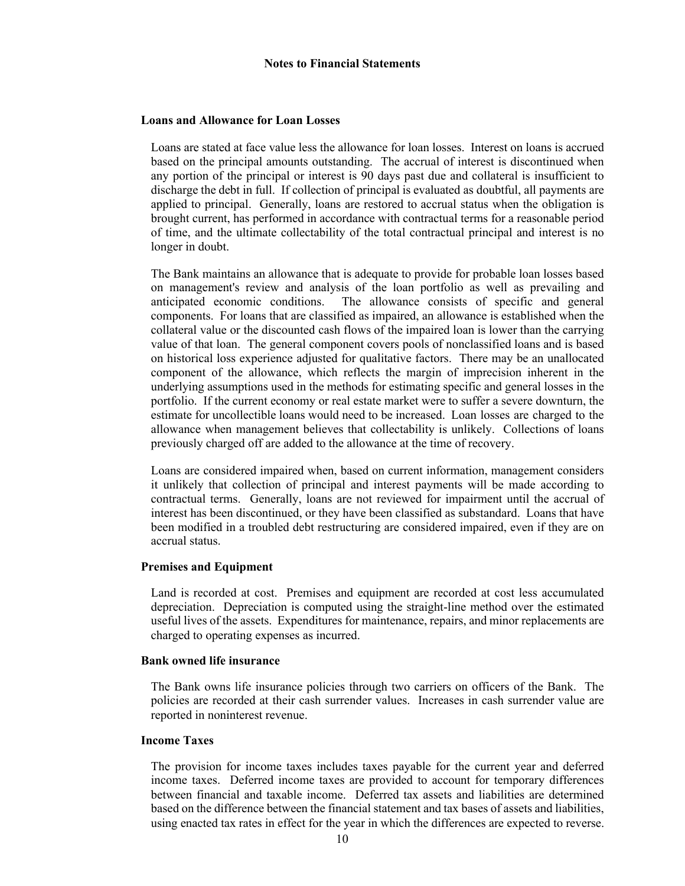# Notes to Financial Statements

### Loans and Allowance for Loan Losses

Loans are stated at face value less the allowance for loan losses. Interest on loans is accrued based on the principal amounts outstanding. The accrual of interest is discontinued when any portion of the principal or interest is 90 days past due and collateral is insufficient to discharge the debt in full. If collection of principal is evaluated as doubtful, all payments are applied to principal. Generally, loans are restored to accrual status when the obligation is brought current, has performed in accordance with contractual terms for a reasonable period of time, and the ultimate collectability of the total contractual principal and interest is no longer in doubt.

The Bank maintains an allowance that is adequate to provide for probable loan losses based on management's review and analysis of the loan portfolio as well as prevailing and anticipated economic conditions. The allowance consists of specific and general components. For loans that are classified as impaired, an allowance is established when the collateral value or the discounted cash flows of the impaired loan is lower than the carrying value of that loan. The general component covers pools of nonclassified loans and is based on historical loss experience adjusted for qualitative factors. There may be an unallocated component of the allowance, which reflects the margin of imprecision inherent in the underlying assumptions used in the methods for estimating specific and general losses in the portfolio. If the current economy or real estate market were to suffer a severe downturn, the estimate for uncollectible loans would need to be increased. Loan losses are charged to the allowance when management believes that collectability is unlikely. Collections of loans previously charged off are added to the allowance at the time of recovery.

Loans are considered impaired when, based on current information, management considers it unlikely that collection of principal and interest payments will be made according to contractual terms. Generally, loans are not reviewed for impairment until the accrual of interest has been discontinued, or they have been classified as substandard. Loans that have been modified in a troubled debt restructuring are considered impaired, even if they are on accrual status.

### Premises and Equipment

Land is recorded at cost. Premises and equipment are recorded at cost less accumulated depreciation. Depreciation is computed using the straight-line method over the estimated useful lives of the assets. Expenditures for maintenance, repairs, and minor replacements are charged to operating expenses as incurred.

### Bank owned life insurance

The Bank owns life insurance policies through two carriers on officers of the Bank. The policies are recorded at their cash surrender values. Increases in cash surrender value are reported in noninterest revenue.

### Income Taxes

The provision for income taxes includes taxes payable for the current year and deferred income taxes. Deferred income taxes are provided to account for temporary differences between financial and taxable income. Deferred tax assets and liabilities are determined based on the difference between the financial statement and tax bases of assets and liabilities, using enacted tax rates in effect for the year in which the differences are expected to reverse.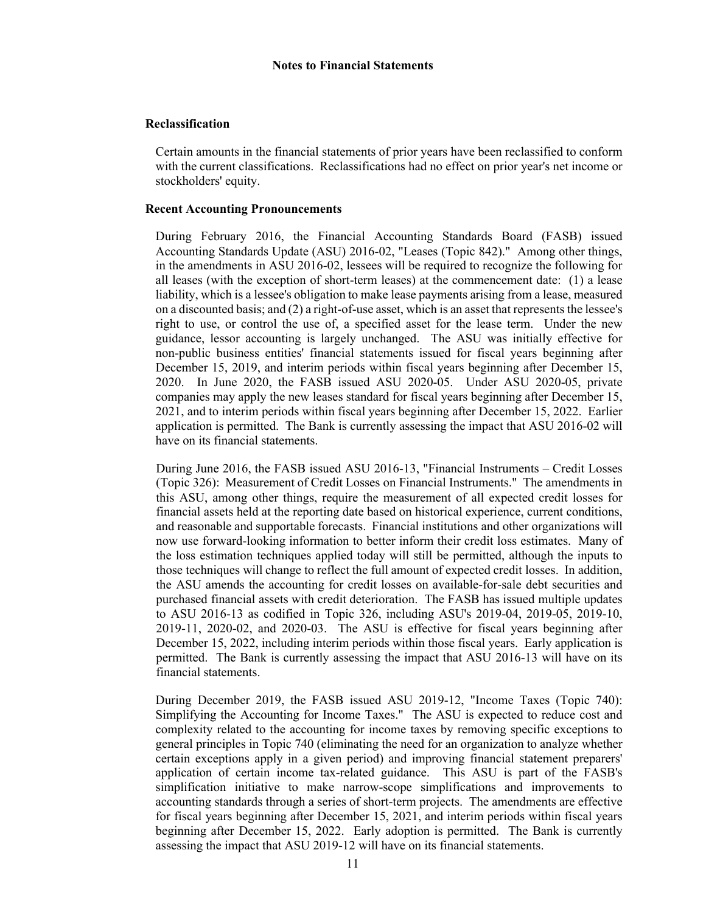## Notes to Financial Statements

### Reclassification

Certain amounts in the financial statements of prior years have been reclassified to conform with the current classifications. Reclassifications had no effect on prior year's net income or stockholders' equity.

### Recent Accounting Pronouncements

During February 2016, the Financial Accounting Standards Board (FASB) issued Accounting Standards Update (ASU) 2016-02, "Leases (Topic 842)." Among other things, in the amendments in ASU 2016-02, lessees will be required to recognize the following for all leases (with the exception of short-term leases) at the commencement date: (1) a lease liability, which is a lessee's obligation to make lease payments arising from a lease, measured on a discounted basis; and (2) a right-of-use asset, which is an asset that represents the lessee's right to use, or control the use of, a specified asset for the lease term. Under the new guidance, lessor accounting is largely unchanged. The ASU was initially effective for non-public business entities' financial statements issued for fiscal years beginning after December 15, 2019, and interim periods within fiscal years beginning after December 15, 2020. In June 2020, the FASB issued ASU 2020-05. Under ASU 2020-05, private companies may apply the new leases standard for fiscal years beginning after December 15, 2021, and to interim periods within fiscal years beginning after December 15, 2022. Earlier application is permitted. The Bank is currently assessing the impact that ASU 2016-02 will have on its financial statements.

During June 2016, the FASB issued ASU 2016-13, "Financial Instruments – Credit Losses (Topic 326): Measurement of Credit Losses on Financial Instruments." The amendments in this ASU, among other things, require the measurement of all expected credit losses for financial assets held at the reporting date based on historical experience, current conditions, and reasonable and supportable forecasts. Financial institutions and other organizations will now use forward-looking information to better inform their credit loss estimates. Many of the loss estimation techniques applied today will still be permitted, although the inputs to those techniques will change to reflect the full amount of expected credit losses. In addition, the ASU amends the accounting for credit losses on available-for-sale debt securities and purchased financial assets with credit deterioration. The FASB has issued multiple updates to ASU 2016-13 as codified in Topic 326, including ASU's 2019-04, 2019-05, 2019-10, 2019-11, 2020-02, and 2020-03. The ASU is effective for fiscal years beginning after December 15, 2022, including interim periods within those fiscal years. Early application is permitted. The Bank is currently assessing the impact that ASU 2016-13 will have on its financial statements.

During December 2019, the FASB issued ASU 2019-12, "Income Taxes (Topic 740): Simplifying the Accounting for Income Taxes." The ASU is expected to reduce cost and complexity related to the accounting for income taxes by removing specific exceptions to general principles in Topic 740 (eliminating the need for an organization to analyze whether certain exceptions apply in a given period) and improving financial statement preparers' application of certain income tax-related guidance. This ASU is part of the FASB's simplification initiative to make narrow-scope simplifications and improvements to accounting standards through a series of short-term projects. The amendments are effective for fiscal years beginning after December 15, 2021, and interim periods within fiscal years beginning after December 15, 2022. Early adoption is permitted. The Bank is currently assessing the impact that ASU 2019-12 will have on its financial statements.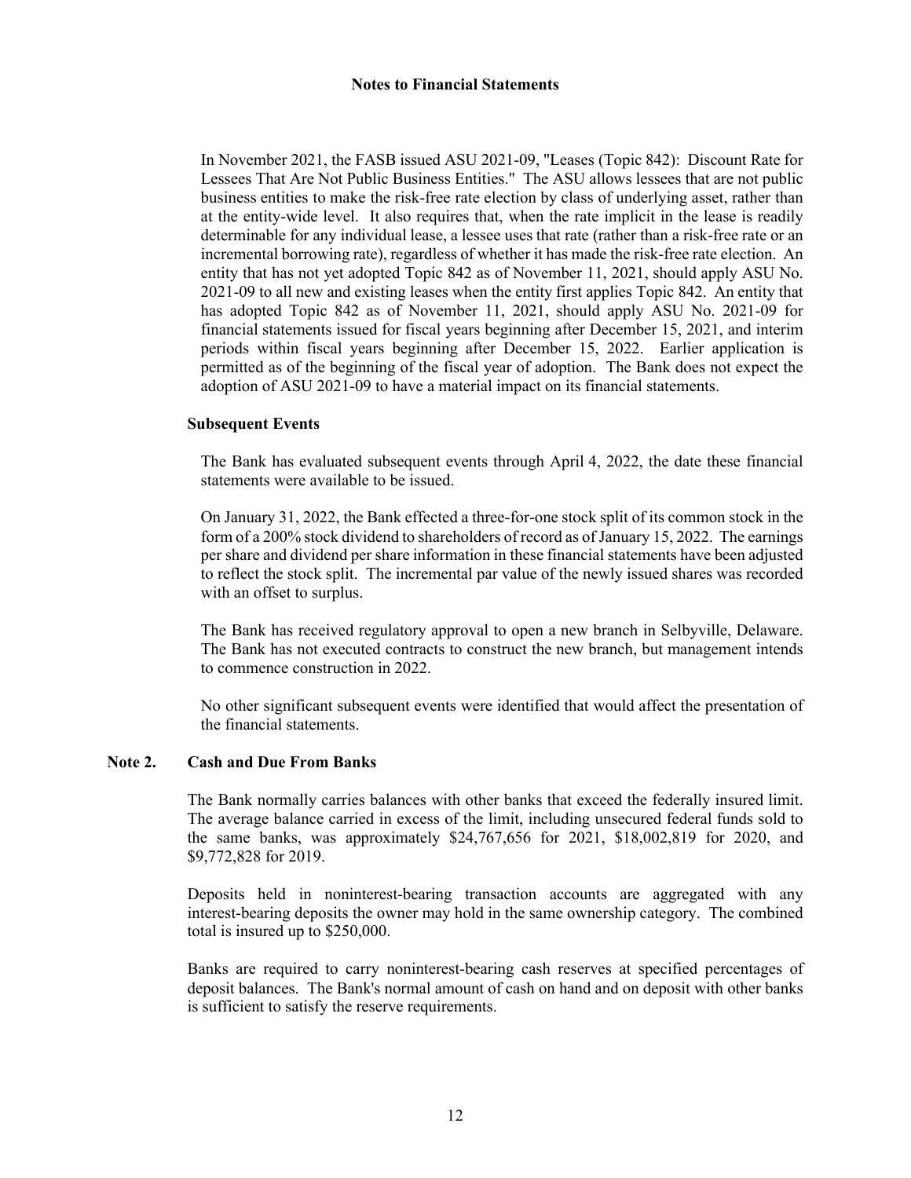In November 2021, the FASB issued ASU 2021-09, "Leases (Topic 842): Discount Rate for Lessees That Are Not Public Business Entities." The ASU allows lessees that are not public business entities to make the risk-free rate election by class of underlying asset, rather than at the entity-wide level. It also requires that, when the rate implicit in the lease is readily determinable for any individual lease, a lessee uses that rate (rather than a risk-free rate or an incremental borrowing rate), regardless of whether it has made the risk-free rate election. An entity that has not yet adopted Topic 842 as of November 11, 2021, should apply ASU No. 2021-09 to all new and existing leases when the entity first applies Topic 842. An entity that has adopted Topic 842 as of November 11, 2021, should apply ASU No. 2021-09 for financial statements issued for fiscal years beginning after December 15, 2021, and interim periods within fiscal years beginning after December 15, 2022. Earlier application is permitted as of the beginning of the fiscal year of adoption. The Bank does not expect the adoption of ASU 2021-09 to have a material impact on its financial statements.

### Subsequent Events

The Bank has evaluated subsequent events through April 4, 2022, the date these financial statements were available to be issued.

On January 31, 2022, the Bank effected a three-for-one stock split of its common stock in the form of a 200% stock dividend to shareholders of record as of January 15, 2022. The earnings per share and dividend per share information in these financial statements have been adjusted to reflect the stock split. The incremental par value of the newly issued shares was recorded with an offset to surplus.

The Bank has received regulatory approval to open a new branch in Selbyville, Delaware. The Bank has not executed contracts to construct the new branch, but management intends to commence construction in 2022.

No other significant subsequent events were identified that would affect the presentation of the financial statements.

## Note 2. Cash and Due From Banks

The Bank normally carries balances with other banks that exceed the federally insured limit. The average balance carried in excess of the limit, including unsecured federal funds sold to the same banks, was approximately $24,767,656 for 2021, $18,002,819 for 2020, and $9,772,828 for 2019.

Deposits held in noninterest-bearing transaction accounts are aggregated with any interest-bearing deposits the owner may hold in the same ownership category. The combined total is insured up to $250,000.

Banks are required to carry noninterest-bearing cash reserves at specified percentages of deposit balances. The Bank's normal amount of cash on hand and on deposit with other banks is sufficient to satisfy the reserve requirements.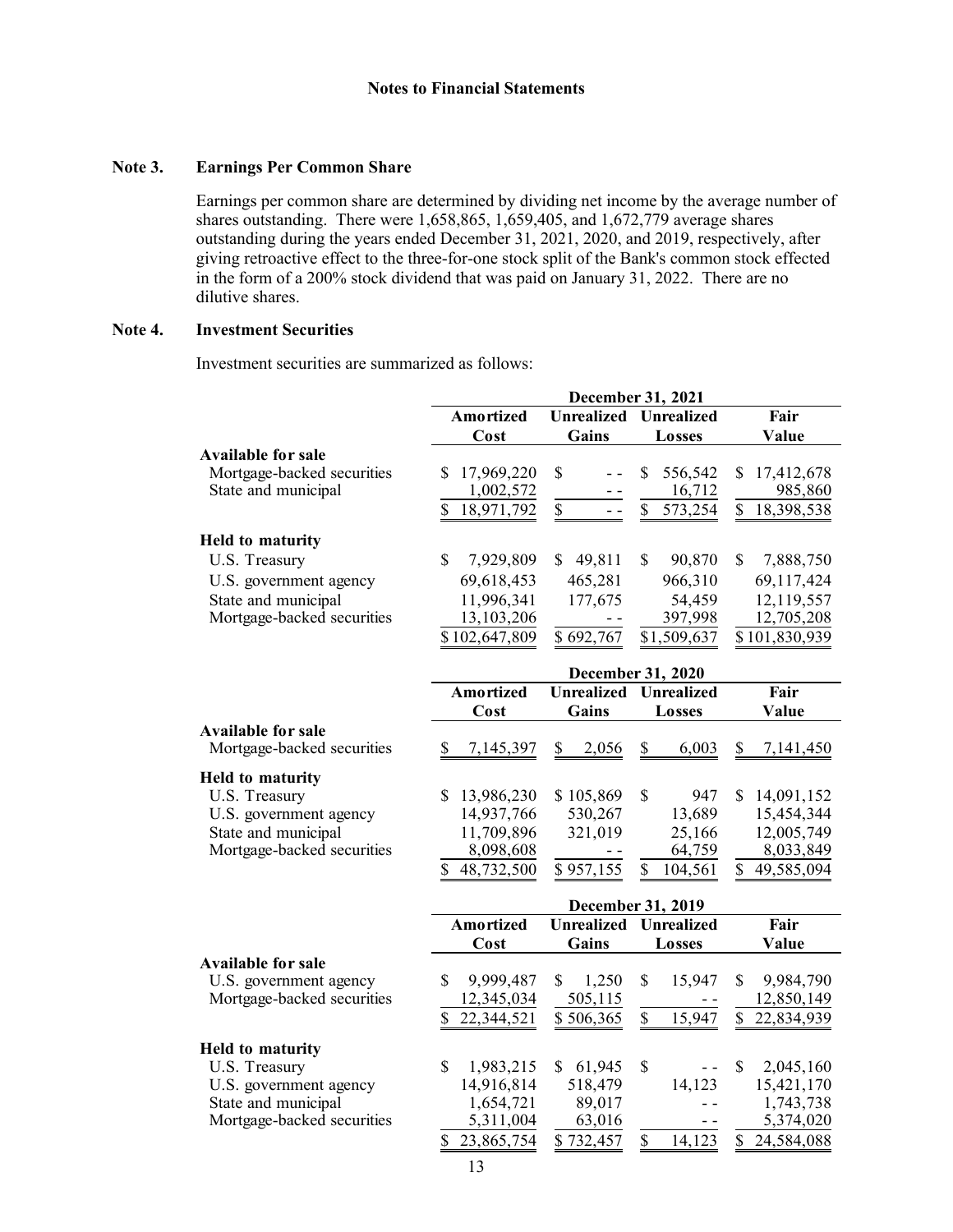Notes to Financial Statements

## Note 3. Earnings Per Common Share

Earnings per common share are determined by dividing net income by the average number of shares outstanding. There were 1,658,865, 1,659,405, and 1,672,779 average shares outstanding during the years ended December 31, 2021, 2020, and 2019, respectively, after giving retroactive effect to the three-for-one stock split of the Bank's common stock effected in the form of a 200% stock dividend that was paid on January 31, 2022. There are no dilutive shares.

## Note 4. Investment Securities

Investment securities are summarized as follows:

| | December 31, 2021 | | | |
|---|---|---|---|---|
| | Amortized Cost | Unrealized Gains | Unrealized Losses | Fair Value |
| **Available for sale** | | | | |
| Mortgage-backed securities | $ 17,969,220 | $ - - | $ 556,542 | $ 17,412,678 |
| State and municipal | 1,002,572 | - - | 16,712 | 985,860 |
| | $ 18,971,792 | $ - - | $ 573,254 | $ 18,398,538 |
| **Held to maturity** | | | | |
| U.S. Treasury | $ 7,929,809 | $ 49,811 | $ 90,870 | $ 7,888,750 |
| U.S. government agency | 69,618,453 | 465,281 | 966,310 | 69,117,424 |
| State and municipal | 11,996,341 | 177,675 | 54,459 | 12,119,557 |
| Mortgage-backed securities | 13,103,206 | - - | 397,998 | 12,705,208 |
| | $ 102,647,809 | $ 692,767 | $ 1,509,637 | $ 101,830,939 |

| | December 31, 2020 | | | |
|---|---|---|---|---|
| | Amortized Cost | Unrealized Gains | Unrealized Losses | Fair Value |
| **Available for sale** | | | | |
| Mortgage-backed securities | $ 7,145,397 | $ 2,056 | $ 6,003 | $ 7,141,450 |
| **Held to maturity** | | | | |
| U.S. Treasury | $ 13,986,230 | $ 105,869 | $ 947 | $ 14,091,152 |
| U.S. government agency | 14,937,766 | 530,267 | 13,689 | 15,454,344 |
| State and municipal | 11,709,896 | 321,019 | 25,166 | 12,005,749 |
| Mortgage-backed securities | 8,098,608 | - - | 64,759 | 8,033,849 |
| | $ 48,732,500 | $ 957,155 | $ 104,561 | $ 49,585,094 |

| | December 31, 2019 | | | |
|---|---|---|---|---|
| | Amortized Cost | Unrealized Gains | Unrealized Losses | Fair Value |
| **Available for sale** | | | | |
| U.S. government agency | $ 9,999,487 | $ 1,250 | $ 15,947 | $ 9,984,790 |
| Mortgage-backed securities | 12,345,034 | 505,115 | - - | 12,850,149 |
| | $ 22,344,521 | $ 506,365 | $ 15,947 | $ 22,834,939 |
| **Held to maturity** | | | | |
| U.S. Treasury | $ 1,983,215 | $ 61,945 | $ - - | $ 2,045,160 |
| U.S. government agency | 14,916,814 | 518,479 | 14,123 | 15,421,170 |
| State and municipal | 1,654,721 | 89,017 | - - | 1,743,738 |
| Mortgage-backed securities | 5,311,004 | 63,016 | - - | 5,374,020 |
| | $ 23,865,754 | $ 732,457 | $ 14,123 | $ 24,584,088 |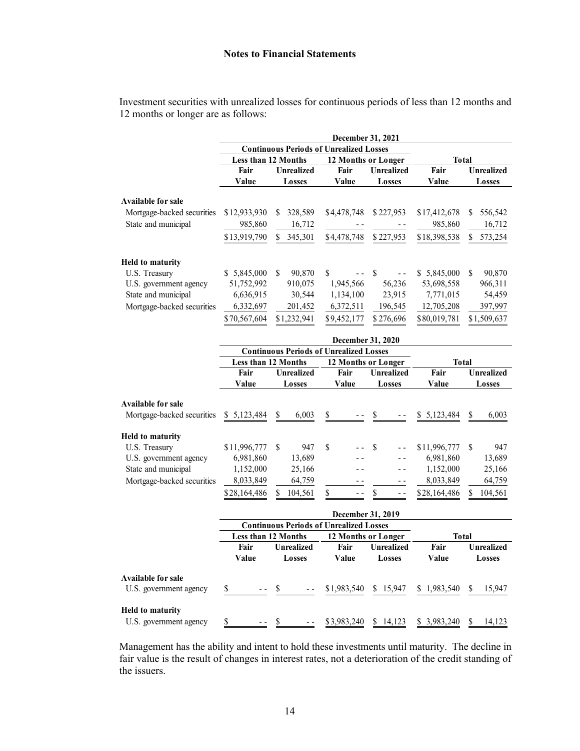**Notes to Financial Statements**

Investment securities with unrealized losses for continuous periods of less than 12 months and 12 months or longer are as follows:

| | December 31, 2021 | | | | | |
|---|---|---|---|---|---|---|
| | Continuous Periods of Unrealized Losses | | | | | |
| | Less than 12 Months | | 12 Months or Longer | | Total | |
| | Fair Value | Unrealized Losses | Fair Value | Unrealized Losses | Fair Value | Unrealized Losses |
| **Available for sale** | | | | | | |
| Mortgage-backed securities | $12,933,930 | $ 328,589 | $4,478,748 | $227,953 | $17,412,678 | $ 556,542 |
| State and municipal | 985,860 | 16,712 | - - | - - | 985,860 | 16,712 |
| | $13,919,790 | $ 345,301 | $4,478,748 | $227,953 | $18,398,538 | $ 573,254 |
| **Held to maturity** | | | | | | |
| U.S. Treasury | $ 5,845,000 | $ 90,870 | $ - - | $ - - | $ 5,845,000 | $ 90,870 |
| U.S. government agency | 51,752,992 | 910,075 | 1,945,566 | 56,236 | 53,698,558 | 966,311 |
| State and municipal | 6,636,915 | 30,544 | 1,134,100 | 23,915 | 7,771,015 | 54,459 |
| Mortgage-backed securities | 6,332,697 | 201,452 | 6,372,511 | 196,545 | 12,705,208 | 397,997 |
| | $70,567,604 | $1,232,941 | $9,452,177 | $276,696 | $80,019,781 | $1,509,637 |

| | December 31, 2020 | | | | | |
|---|---|---|---|---|---|---|
| | Continuous Periods of Unrealized Losses | | | | | |
| | Less than 12 Months | | 12 Months or Longer | | Total | |
| | Fair Value | Unrealized Losses | Fair Value | Unrealized Losses | Fair Value | Unrealized Losses |
| **Available for sale** | | | | | | |
| Mortgage-backed securities | $ 5,123,484 | $ 6,003 | $ - - | $ - - | $ 5,123,484 | $ 6,003 |
| **Held to maturity** | | | | | | |
| U.S. Treasury | $11,996,777 | $ 947 | $ - - | $ - - | $11,996,777 | $ 947 |
| U.S. government agency | 6,981,860 | 13,689 | - - | - - | 6,981,860 | 13,689 |
| State and municipal | 1,152,000 | 25,166 | - - | - - | 1,152,000 | 25,166 |
| Mortgage-backed securities | 8,033,849 | 64,759 | - - | - - | 8,033,849 | 64,759 |
| | $28,164,486 | $ 104,561 | $ - - | $ - - | $28,164,486 | $ 104,561 |

| | December 31, 2019 | | | | | |
|---|---|---|---|---|---|---|
| | Continuous Periods of Unrealized Losses | | | | | |
| | Less than 12 Months | | 12 Months or Longer | | Total | |
| | Fair Value | Unrealized Losses | Fair Value | Unrealized Losses | Fair Value | Unrealized Losses |
| **Available for sale** | | | | | | |
| U.S. government agency | $ - - | $ - - | $1,983,540 | $ 15,947 | $ 1,983,540 | $ 15,947 |
| **Held to maturity** | | | | | | |
| U.S. government agency | $ - - | $ - - | $3,983,240 | $ 14,123 | $ 3,983,240 | $ 14,123 |

Management has the ability and intent to hold these investments until maturity. The decline in fair value is the result of changes in interest rates, not a deterioration of the credit standing of the issuers.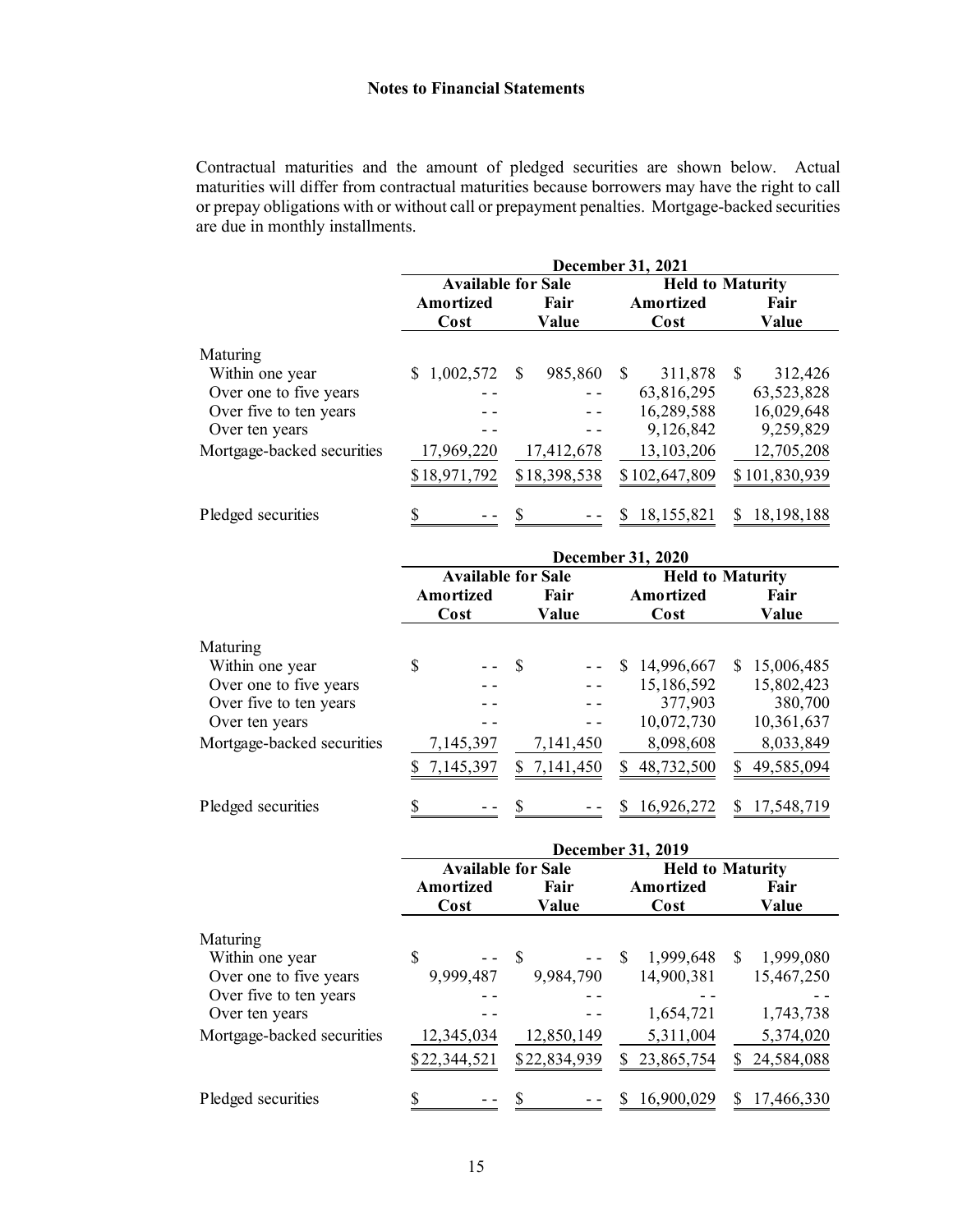**Notes to Financial Statements**

Contractual maturities and the amount of pledged securities are shown below. Actual maturities will differ from contractual maturities because borrowers may have the right to call or prepay obligations with or without call or prepayment penalties. Mortgage-backed securities are due in monthly installments.

| | December 31, 2021 | | | |
|---|---|---|---|---|
| | Available for Sale | | Held to Maturity | |
| | Amortized Cost | Fair Value | Amortized Cost | Fair Value |
| Maturing | | | | |
| Within one year | $ 1,002,572 | $ 985,860 | $ 311,878 | $ 312,426 |
| Over one to five years | - - | - - | 63,816,295 | 63,523,828 |
| Over five to ten years | - - | - - | 16,289,588 | 16,029,648 |
| Over ten years | - - | - - | 9,126,842 | 9,259,829 |
| Mortgage-backed securities | 17,969,220 | 17,412,678 | 13,103,206 | 12,705,208 |
| | $18,971,792 | $18,398,538 | $102,647,809 | $101,830,939 |
| Pledged securities | $ - - | $ - - | $ 18,155,821 | $ 18,198,188 |

| | December 31, 2020 | | | |
|---|---|---|---|---|
| | Available for Sale | | Held to Maturity | |
| | Amortized Cost | Fair Value | Amortized Cost | Fair Value |
| Maturing | | | | |
| Within one year | $ - - | $ - - | $ 14,996,667 | $ 15,006,485 |
| Over one to five years | - - | - - | 15,186,592 | 15,802,423 |
| Over five to ten years | - - | - - | 377,903 | 380,700 |
| Over ten years | - - | - - | 10,072,730 | 10,361,637 |
| Mortgage-backed securities | 7,145,397 | 7,141,450 | 8,098,608 | 8,033,849 |
| | $ 7,145,397 | $ 7,141,450 | $ 48,732,500 | $ 49,585,094 |
| Pledged securities | $ - - | $ - - | $ 16,926,272 | $ 17,548,719 |

| | December 31, 2019 | | | |
|---|---|---|---|---|
| | Available for Sale | | Held to Maturity | |
| | Amortized Cost | Fair Value | Amortized Cost | Fair Value |
| Maturing | | | | |
| Within one year | $ - - | $ - - | $ 1,999,648 | $ 1,999,080 |
| Over one to five years | 9,999,487 | 9,984,790 | 14,900,381 | 15,467,250 |
| Over five to ten years | - - | - - | - - | - - |
| Over ten years | - - | - - | 1,654,721 | 1,743,738 |
| Mortgage-backed securities | 12,345,034 | 12,850,149 | 5,311,004 | 5,374,020 |
| | $22,344,521 | $22,834,939 | $ 23,865,754 | $ 24,584,088 |
| Pledged securities | $ - - | $ - - | $ 16,900,029 | $ 17,466,330 |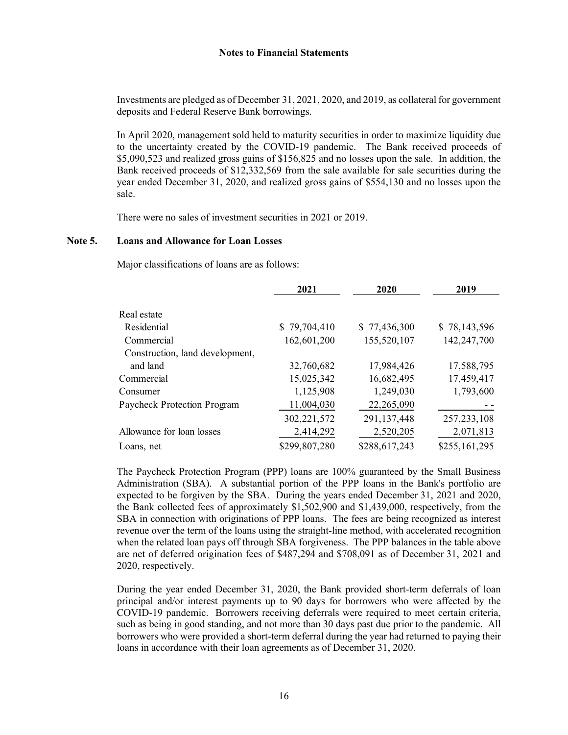## Notes to Financial Statements

Investments are pledged as of December 31, 2021, 2020, and 2019, as collateral for government deposits and Federal Reserve Bank borrowings.

In April 2020, management sold held to maturity securities in order to maximize liquidity due to the uncertainty created by the COVID-19 pandemic. The Bank received proceeds of $5,090,523 and realized gross gains of $156,825 and no losses upon the sale. In addition, the Bank received proceeds of $12,332,569 from the sale available for sale securities during the year ended December 31, 2020, and realized gross gains of $554,130 and no losses upon the sale.

There were no sales of investment securities in 2021 or 2019.

### Note 5. Loans and Allowance for Loan Losses

Major classifications of loans are as follows:

| | 2021 | 2020 | 2019 |
|---|---|---|---|
| Real estate | | | |
| Residential | $ 79,704,410 | $ 77,436,300 | $ 78,143,596 |
| Commercial | 162,601,200 | 155,520,107 | 142,247,700 |
| Construction, land development, and land | 32,760,682 | 17,984,426 | 17,588,795 |
| Commercial | 15,025,342 | 16,682,495 | 17,459,417 |
| Consumer | 1,125,908 | 1,249,030 | 1,793,600 |
| Paycheck Protection Program | 11,004,030 | 22,265,090 | - - |
| | 302,221,572 | 291,137,448 | 257,233,108 |
| Allowance for loan losses | 2,414,292 | 2,520,205 | 2,071,813 |
| Loans, net | $299,807,280 | $288,617,243 | $255,161,295 |

The Paycheck Protection Program (PPP) loans are 100% guaranteed by the Small Business Administration (SBA). A substantial portion of the PPP loans in the Bank's portfolio are expected to be forgiven by the SBA. During the years ended December 31, 2021 and 2020, the Bank collected fees of approximately $1,502,900 and $1,439,000, respectively, from the SBA in connection with originations of PPP loans. The fees are being recognized as interest revenue over the term of the loans using the straight-line method, with accelerated recognition when the related loan pays off through SBA forgiveness. The PPP balances in the table above are net of deferred origination fees of $487,294 and $708,091 as of December 31, 2021 and 2020, respectively.

During the year ended December 31, 2020, the Bank provided short-term deferrals of loan principal and/or interest payments up to 90 days for borrowers who were affected by the COVID-19 pandemic. Borrowers receiving deferrals were required to meet certain criteria, such as being in good standing, and not more than 30 days past due prior to the pandemic. All borrowers who were provided a short-term deferral during the year had returned to paying their loans in accordance with their loan agreements as of December 31, 2020.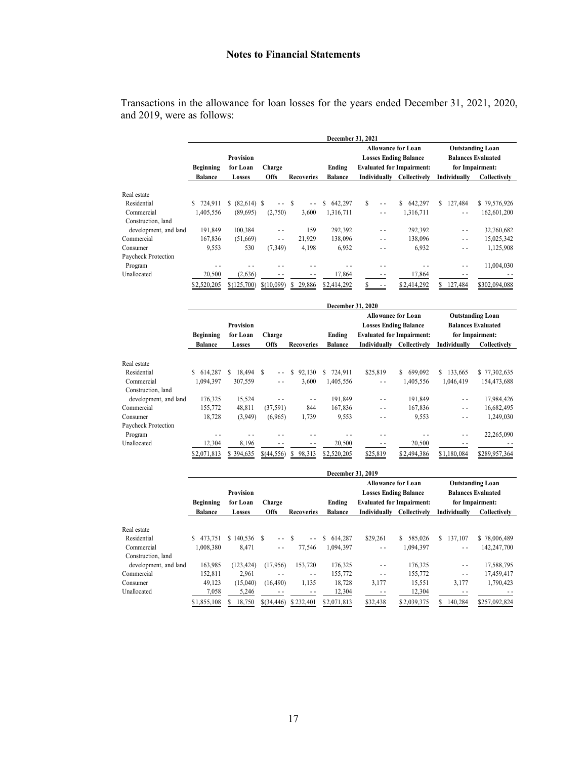## Notes to Financial Statements

Transactions in the allowance for loan losses for the years ended December 31, 2021, 2020, and 2019, were as follows:

| December 31, 2021 | | | | | | Allowance for Loan Losses Ending Balance Evaluated for Impairment: | | Outstanding Loan Balances Evaluated for Impairment: | |
|---|---|---|---|---|---|---|---|---|---|
| | Beginning Balance | Provision for Loan Losses | Charge Offs | Recoveries | Ending Balance | Individually | Collectively | Individually | Collectively |
| Real estate | | | | | | | | | |
| Residential | $ 724,911 | $ (82,614) | $ - - | $ - - | $ 642,297 | $ - - | $ 642,297 | $ 127,484 | $ 79,576,926 |
| Commercial | 1,405,556 | (89,695) | (2,750) | 3,600 | 1,316,711 | - - | 1,316,711 | - - | 162,601,200 |
| Construction, land development, and land | 191,849 | 100,384 | - - | 159 | 292,392 | - - | 292,392 | - - | 32,760,682 |
| Commercial | 167,836 | (51,669) | - - | 21,929 | 138,096 | - - | 138,096 | - - | 15,025,342 |
| Consumer | 9,553 | 530 | (7,349) | 4,198 | 6,932 | - - | 6,932 | - - | 1,125,908 |
| Paycheck Protection Program | - - | - - | - - | - - | - - | - - | - - | - - | 11,004,030 |
| Unallocated | 20,500 | (2,636) | - - | - - | 17,864 | - - | 17,864 | - - | - - |
| | $2,520,205 | $(125,700) | $(10,099) | $ 29,886 | $2,414,292 | $ - - | $2,414,292 | $ 127,484 | $302,094,088 |

| December 31, 2020 | | | | | | Allowance for Loan Losses Ending Balance Evaluated for Impairment: | | Outstanding Loan Balances Evaluated for Impairment: | |
|---|---|---|---|---|---|---|---|---|---|
| | Beginning Balance | Provision for Loan Losses | Charge Offs | Recoveries | Ending Balance | Individually | Collectively | Individually | Collectively |
| Real estate | | | | | | | | | |
| Residential | $ 614,287 | $ 18,494 | $ - - | $ 92,130 | $ 724,911 | $25,819 | $ 699,092 | $ 133,665 | $ 77,302,635 |
| Commercial | 1,094,397 | 307,559 | - - | 3,600 | 1,405,556 | - - | 1,405,556 | 1,046,419 | 154,473,688 |
| Construction, land development, and land | 176,325 | 15,524 | - - | - - | 191,849 | - - | 191,849 | - - | 17,984,426 |
| Commercial | 155,772 | 48,811 | (37,591) | 844 | 167,836 | - - | 167,836 | - - | 16,682,495 |
| Consumer | 18,728 | (3,949) | (6,965) | 1,739 | 9,553 | - - | 9,553 | - - | 1,249,030 |
| Paycheck Protection Program | - - | - - | - - | - - | - - | - - | - - | - - | 22,265,090 |
| Unallocated | 12,304 | 8,196 | - - | - - | 20,500 | - - | 20,500 | - - | - - |
| | $2,071,813 | $ 394,635 | $(44,556) | $ 98,313 | $2,520,205 | $25,819 | $2,494,386 | $1,180,084 | $289,957,364 |

| December 31, 2019 | | | | | | Allowance for Loan Losses Ending Balance Evaluated for Impairment: | | Outstanding Loan Balances Evaluated for Impairment: | |
|---|---|---|---|---|---|---|---|---|---|
| | Beginning Balance | Provision for Loan Losses | Charge Offs | Recoveries | Ending Balance | Individually | Collectively | Individually | Collectively |
| Real estate | | | | | | | | | |
| Residential | $ 473,751 | $ 140,536 | $ - - | $ - - | $ 614,287 | $29,261 | $ 585,026 | $ 137,107 | $ 78,006,489 |
| Commercial | 1,008,380 | 8,471 | - - | 77,546 | 1,094,397 | - - | 1,094,397 | - - | 142,247,700 |
| Construction, land development, and land | 163,985 | (123,424) | (17,956) | 153,720 | 176,325 | - - | 176,325 | - - | 17,588,795 |
| Commercial | 152,811 | 2,961 | - - | - - | 155,772 | - - | 155,772 | - - | 17,459,417 |
| Consumer | 49,123 | (15,040) | (16,490) | 1,135 | 18,728 | 3,177 | 15,551 | 3,177 | 1,790,423 |
| Unallocated | 7,058 | 5,246 | - - | - - | 12,304 | - - | 12,304 | - - | - - |
| | $1,855,108 | $ 18,750 | $(34,446) | $ 232,401 | $2,071,813 | $32,438 | $2,039,375 | $ 140,284 | $257,092,824 |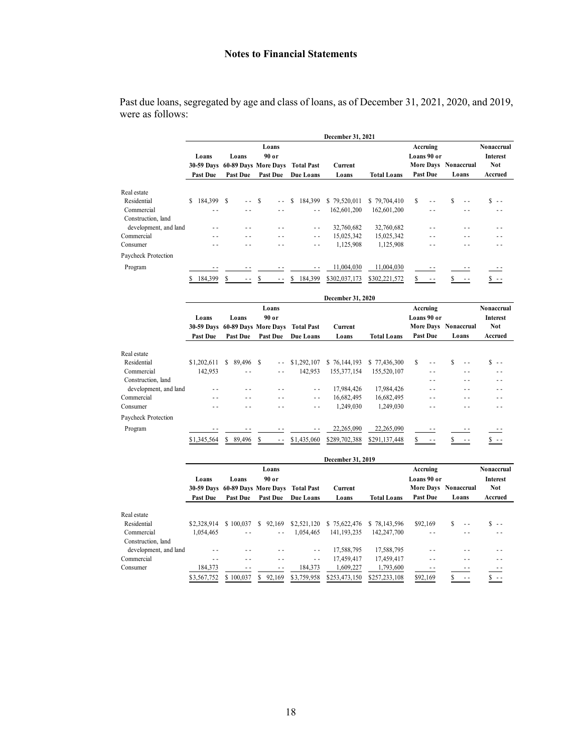## Notes to Financial Statements

Past due loans, segregated by age and class of loans, as of December 31, 2021, 2020, and 2019, were as follows:

| December 31, 2021 | Loans 30-59 Days Past Due | Loans 60-89 Days Past Due | Loans 90 or More Days Past Due | Total Past Due Loans | Current Loans | Total Loans | Accruing Loans 90 or More Days Past Due | Nonaccrual Loans | Nonaccrual Interest Not Accrued |
|---|---|---|---|---|---|---|---|---|---|
| Real estate | | | | | | | | | |
| Residential | $ 184,399 | $ - - | $ - - | $ 184,399 | $ 79,520,011 | $ 79,704,410 | $ - - | $ - - | $ - - |
| Commercial | - - | - - | - - | - - | 162,601,200 | 162,601,200 | - - | - - | - - |
| Construction, land development, and land | - - | - - | - - | - - | 32,760,682 | 32,760,682 | - - | - - | - - |
| Commercial | - - | - - | - - | - - | 15,025,342 | 15,025,342 | - - | - - | - - |
| Consumer | - - | - - | - - | - - | 1,125,908 | 1,125,908 | - - | - - | - - |
| Paycheck Protection Program | - - | - - | - - | - - | 11,004,030 | 11,004,030 | - - | - - | - - |
| | $ 184,399 | $ - - | $ - - | $ 184,399 | $302,037,173 | $302,221,572 | $ - - | $ - - | $ - - |

| December 31, 2020 | Loans 30-59 Days Past Due | Loans 60-89 Days Past Due | Loans 90 or More Days Past Due | Total Past Due Loans | Current Loans | Total Loans | Accruing Loans 90 or More Days Past Due | Nonaccrual Loans | Nonaccrual Interest Not Accrued |
|---|---|---|---|---|---|---|---|---|---|
| Real estate | | | | | | | | | |
| Residential | $1,202,611 | $ 89,496 | $ - - | $1,292,107 | $ 76,144,193 | $ 77,436,300 | $ - - | $ - - | $ - - |
| Commercial | 142,953 | - - | - - | 142,953 | 155,377,154 | 155,520,107 | - - | - - | - - |
| Construction, land development, and land | - - | - - | - - | - - | 17,984,426 | 17,984,426 | - - | - - | - - |
| Commercial | - - | - - | - - | - - | 16,682,495 | 16,682,495 | - - | - - | - - |
| Consumer | - - | - - | - - | - - | 1,249,030 | 1,249,030 | - - | - - | - - |
| Paycheck Protection Program | - - | - - | - - | - - | 22,265,090 | 22,265,090 | - - | - - | - - |
| | $1,345,564 | $ 89,496 | $ - - | $1,435,060 | $289,702,388 | $291,137,448 | $ - - | $ - - | $ - - |

| December 31, 2019 | Loans 30-59 Days Past Due | Loans 60-89 Days Past Due | Loans 90 or More Days Past Due | Total Past Due Loans | Current Loans | Total Loans | Accruing Loans 90 or More Days Past Due | Nonaccrual Loans | Nonaccrual Interest Not Accrued |
|---|---|---|---|---|---|---|---|---|---|
| Real estate | | | | | | | | | |
| Residential | $2,328,914 | $ 100,037 | $ 92,169 | $2,521,120 | $ 75,622,476 | $ 78,143,596 | $92,169 | $ - - | $ - - |
| Commercial | 1,054,465 | - - | - - | 1,054,465 | 141,193,235 | 142,247,700 | - - | - - | - - |
| Construction, land development, and land | - - | - - | - - | - - | 17,588,795 | 17,588,795 | - - | - - | - - |
| Commercial | - - | - - | - - | - - | 17,459,417 | 17,459,417 | - - | - - | - - |
| Consumer | 184,373 | - - | - - | 184,373 | 1,609,227 | 1,793,600 | - - | - - | - - |
| | $3,567,752 | $ 100,037 | $ 92,169 | $3,759,958 | $253,473,150 | $257,233,108 | $92,169 | $ - - | $ - - |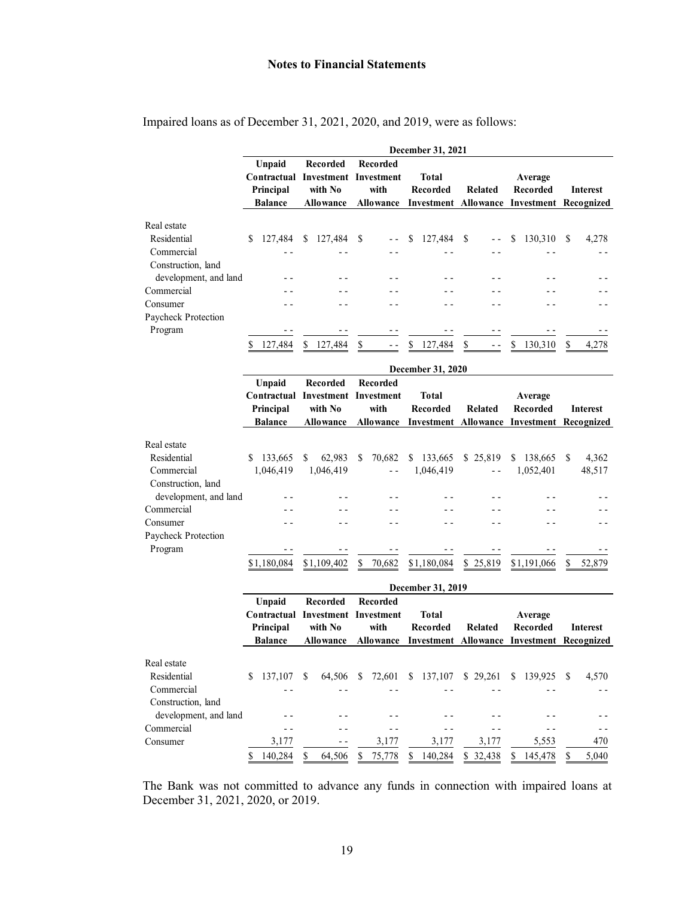## Notes to Financial Statements

Impaired loans as of December 31, 2021, 2020, and 2019, were as follows:

| | December 31, 2021 | | | | | | |
|---|---|---|---|---|---|---|---|
| | Unpaid Contractual Principal Balance | Recorded Investment with No Allowance | Recorded Investment with Allowance | Total Recorded Investment | Related Allowance | Average Recorded Investment | Interest Recognized |
| Real estate | | | | | | | |
| Residential | $ 127,484 | $ 127,484 | $ - - | $ 127,484 | $ - - | $ 130,310 | $ 4,278 |
| Commercial | - - | - - | - - | - - | - - | - - | - - |
| Construction, land development, and land | - - | - - | - - | - - | - - | - - | - - |
| Commercial | - - | - - | - - | - - | - - | - - | - - |
| Consumer | - - | - - | - - | - - | - - | - - | - - |
| Paycheck Protection Program | - - | - - | - - | - - | - - | - - | - - |
| | $ 127,484 | $ 127,484 | $ - - | $ 127,484 | $ - - | $ 130,310 | $ 4,278 |

| | December 31, 2020 | | | | | | |
|---|---|---|---|---|---|---|---|
| | Unpaid Contractual Principal Balance | Recorded Investment with No Allowance | Recorded Investment with Allowance | Total Recorded Investment | Related Allowance | Average Recorded Investment | Interest Recognized |
| Real estate | | | | | | | |
| Residential | $ 133,665 | $ 62,983 | $ 70,682 | $ 133,665 | $ 25,819 | $ 138,665 | $ 4,362 |
| Commercial | 1,046,419 | 1,046,419 | - - | 1,046,419 | - - | 1,052,401 | 48,517 |
| Construction, land development, and land | - - | - - | - - | - - | - - | - - | - - |
| Commercial | - - | - - | - - | - - | - - | - - | - - |
| Consumer | - - | - - | - - | - - | - - | - - | - - |
| Paycheck Protection Program | - - | - - | - - | - - | - - | - - | - - |
| | $1,180,084 | $1,109,402 | $ 70,682 | $1,180,084 | $ 25,819 | $1,191,066 | $ 52,879 |

| | December 31, 2019 | | | | | | |
|---|---|---|---|---|---|---|---|
| | Unpaid Contractual Principal Balance | Recorded Investment with No Allowance | Recorded Investment with Allowance | Total Recorded Investment | Related Allowance | Average Recorded Investment | Interest Recognized |
| Real estate | | | | | | | |
| Residential | $ 137,107 | $ 64,506 | $ 72,601 | $ 137,107 | $ 29,261 | $ 139,925 | $ 4,570 |
| Commercial | - - | - - | - - | - - | - - | - - | - - |
| Construction, land development, and land | - - | - - | - - | - - | - - | - - | - - |
| Commercial | - - | - - | - - | - - | - - | - - | - - |
| Consumer | 3,177 | - - | 3,177 | 3,177 | 3,177 | 5,553 | 470 |
| | $ 140,284 | $ 64,506 | $ 75,778 | $ 140,284 | $ 32,438 | $ 145,478 | $ 5,040 |

The Bank was not committed to advance any funds in connection with impaired loans at December 31, 2021, 2020, or 2019.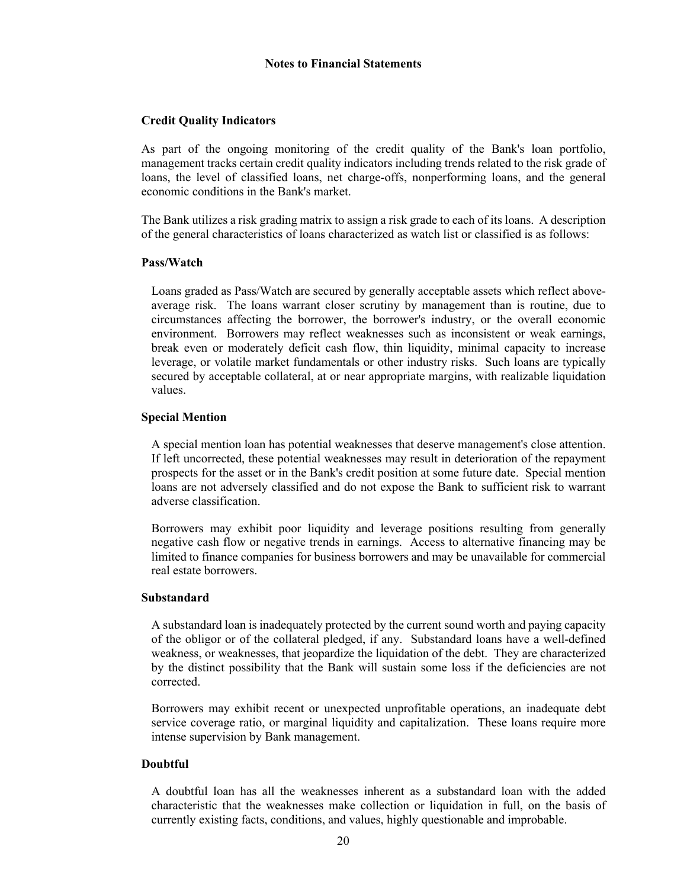## Credit Quality Indicators

As part of the ongoing monitoring of the credit quality of the Bank's loan portfolio, management tracks certain credit quality indicators including trends related to the risk grade of loans, the level of classified loans, net charge-offs, nonperforming loans, and the general economic conditions in the Bank's market.

The Bank utilizes a risk grading matrix to assign a risk grade to each of its loans. A description of the general characteristics of loans characterized as watch list or classified is as follows:

### Pass/Watch

Loans graded as Pass/Watch are secured by generally acceptable assets which reflect above-average risk. The loans warrant closer scrutiny by management than is routine, due to circumstances affecting the borrower, the borrower's industry, or the overall economic environment. Borrowers may reflect weaknesses such as inconsistent or weak earnings, break even or moderately deficit cash flow, thin liquidity, minimal capacity to increase leverage, or volatile market fundamentals or other industry risks. Such loans are typically secured by acceptable collateral, at or near appropriate margins, with realizable liquidation values.

### Special Mention

A special mention loan has potential weaknesses that deserve management's close attention. If left uncorrected, these potential weaknesses may result in deterioration of the repayment prospects for the asset or in the Bank's credit position at some future date. Special mention loans are not adversely classified and do not expose the Bank to sufficient risk to warrant adverse classification.

Borrowers may exhibit poor liquidity and leverage positions resulting from generally negative cash flow or negative trends in earnings. Access to alternative financing may be limited to finance companies for business borrowers and may be unavailable for commercial real estate borrowers.

### Substandard

A substandard loan is inadequately protected by the current sound worth and paying capacity of the obligor or of the collateral pledged, if any. Substandard loans have a well-defined weakness, or weaknesses, that jeopardize the liquidation of the debt. They are characterized by the distinct possibility that the Bank will sustain some loss if the deficiencies are not corrected.

Borrowers may exhibit recent or unexpected unprofitable operations, an inadequate debt service coverage ratio, or marginal liquidity and capitalization. These loans require more intense supervision by Bank management.

### Doubtful

A doubtful loan has all the weaknesses inherent as a substandard loan with the added characteristic that the weaknesses make collection or liquidation in full, on the basis of currently existing facts, conditions, and values, highly questionable and improbable.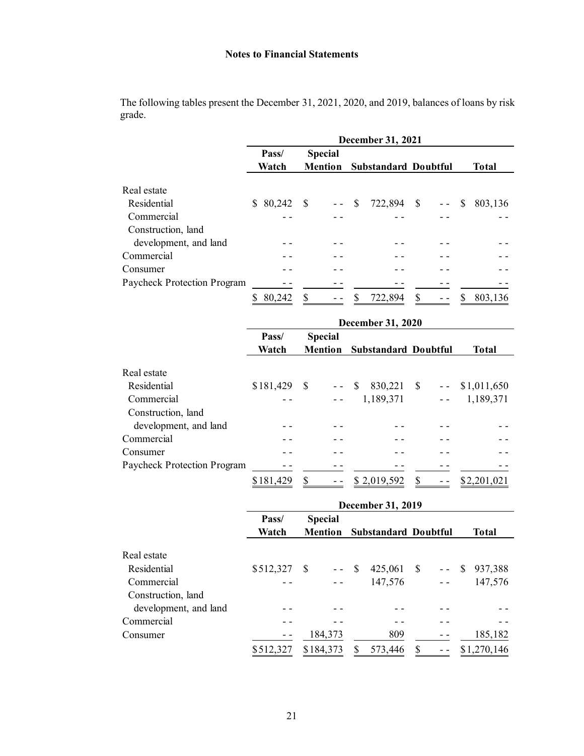**Notes to Financial Statements**

The following tables present the December 31, 2021, 2020, and 2019, balances of loans by risk grade.

| | December 31, 2021 | | | | |
|---|---|---|---|---|---|
| | Pass/ Watch | Special Mention | Substandard | Doubtful | Total |
| Real estate | | | | | |
| Residential | $ 80,242 | $ - - | $ 722,894 | $ - - | $ 803,136 |
| Commercial | - - | - - | - - | - - | - - |
| Construction, land development, and land | - - | - - | - - | - - | - - |
| Commercial | - - | - - | - - | - - | - - |
| Consumer | - - | - - | - - | - - | - - |
| Paycheck Protection Program | - - | - - | - - | - - | - - |
| | $ 80,242 | $ - - | $ 722,894 | $ - - | $ 803,136 |

| | December 31, 2020 | | | | |
|---|---|---|---|---|---|
| | Pass/ Watch | Special Mention | Substandard | Doubtful | Total |
| Real estate | | | | | |
| Residential | $181,429 | $ - - | $ 830,221 | $ - - | $1,011,650 |
| Commercial | - - | - - | 1,189,371 | - - | 1,189,371 |
| Construction, land development, and land | - - | - - | - - | - - | - - |
| Commercial | - - | - - | - - | - - | - - |
| Consumer | - - | - - | - - | - - | - - |
| Paycheck Protection Program | - - | - - | - - | - - | - - |
| | $181,429 | $ - - | $ 2,019,592 | $ - - | $2,201,021 |

| | December 31, 2019 | | | | |
|---|---|---|---|---|---|
| | Pass/ Watch | Special Mention | Substandard | Doubtful | Total |
| Real estate | | | | | |
| Residential | $512,327 | $ - - | $ 425,061 | $ - - | $ 937,388 |
| Commercial | - - | - - | 147,576 | - - | 147,576 |
| Construction, land development, and land | - - | - - | - - | - - | - - |
| Commercial | - - | - - | - - | - - | - - |
| Consumer | - - | 184,373 | 809 | - - | 185,182 |
| | $512,327 | $184,373 | $ 573,446 | $ - - | $1,270,146 |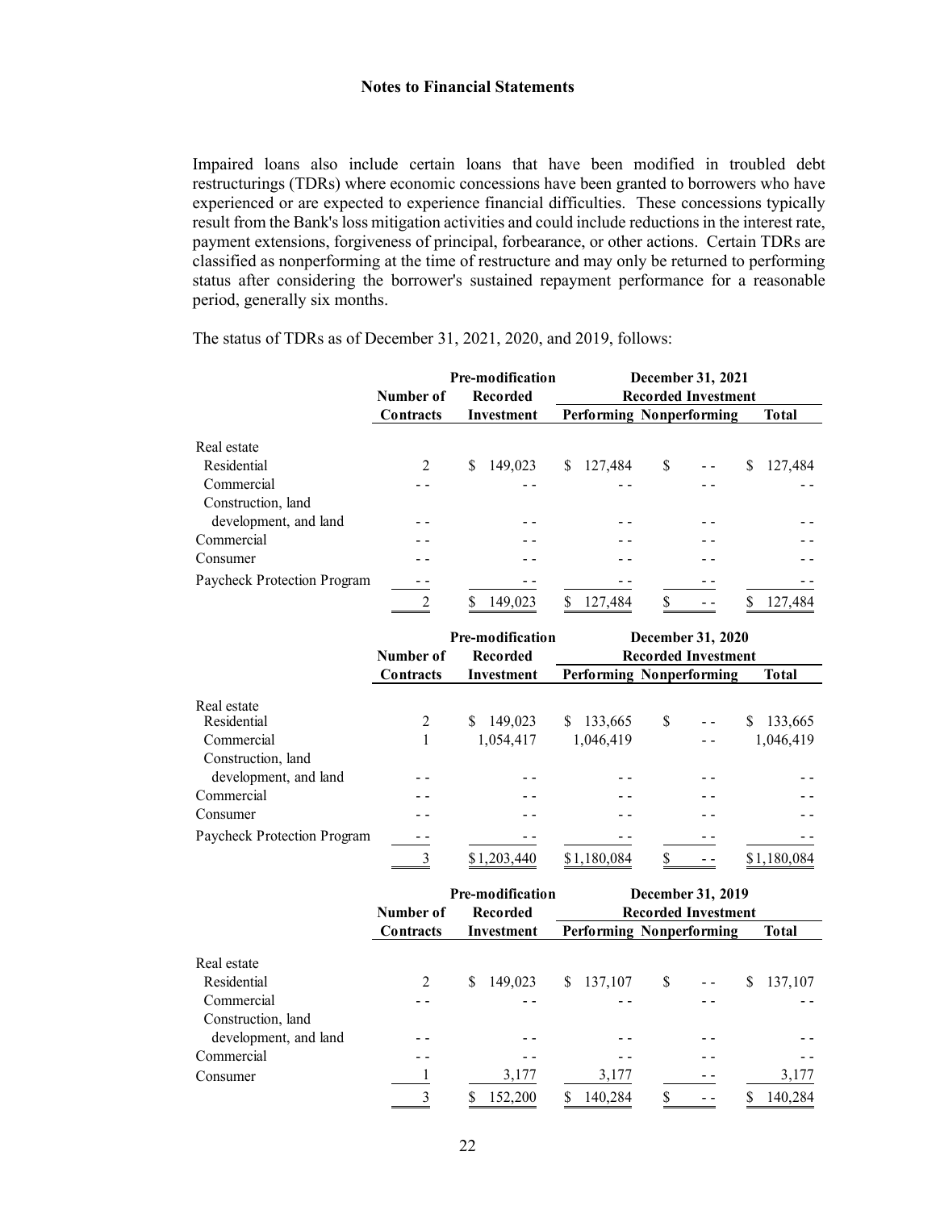**Notes to Financial Statements**

Impaired loans also include certain loans that have been modified in troubled debt restructurings (TDRs) where economic concessions have been granted to borrowers who have experienced or are expected to experience financial difficulties. These concessions typically result from the Bank's loss mitigation activities and could include reductions in the interest rate, payment extensions, forgiveness of principal, forbearance, or other actions. Certain TDRs are classified as nonperforming at the time of restructure and may only be returned to performing status after considering the borrower's sustained repayment performance for a reasonable period, generally six months.

The status of TDRs as of December 31, 2021, 2020, and 2019, follows:

| | Number of Contracts | Pre-modification Recorded Investment | December 31, 2021 Recorded Investment | | |
|---|---|---|---|---|---|
| | | | Performing | Nonperforming | Total |
| Real estate | | | | | |
| Residential | 2 | $ 149,023 | $ 127,484 | $ - - | $ 127,484 |
| Commercial | - - | - - | - - | - - | - - |
| Construction, land development, and land | - - | - - | - - | - - | - - |
| Commercial | - - | - - | - - | - - | - - |
| Consumer | - - | - - | - - | - - | - - |
| Paycheck Protection Program | - - | - - | - - | - - | - - |
| | 2 | $ 149,023 | $ 127,484 | $ - - | $ 127,484 |

| | Number of Contracts | Pre-modification Recorded Investment | December 31, 2020 Recorded Investment | | |
|---|---|---|---|---|---|
| | | | Performing | Nonperforming | Total |
| Real estate | | | | | |
| Residential | 2 | $ 149,023 | $ 133,665 | $ - - | $ 133,665 |
| Commercial | 1 | 1,054,417 | 1,046,419 | - - | 1,046,419 |
| Construction, land development, and land | - - | - - | - - | - - | - - |
| Commercial | - - | - - | - - | - - | - - |
| Consumer | - - | - - | - - | - - | - - |
| Paycheck Protection Program | - - | - - | - - | - - | - - |
| | 3 | $1,203,440 | $1,180,084 | $ - - | $1,180,084 |

| | Number of Contracts | Pre-modification Recorded Investment | December 31, 2019 Recorded Investment | | |
|---|---|---|---|---|---|
| | | | Performing | Nonperforming | Total |
| Real estate | | | | | |
| Residential | 2 | $ 149,023 | $ 137,107 | $ - - | $ 137,107 |
| Commercial | - - | - - | - - | - - | - - |
| Construction, land development, and land | - - | - - | - - | - - | - - |
| Commercial | - - | - - | - - | - - | - - |
| Consumer | 1 | 3,177 | 3,177 | - - | 3,177 |
| | 3 | $ 152,200 | $ 140,284 | $ - - | $ 140,284 |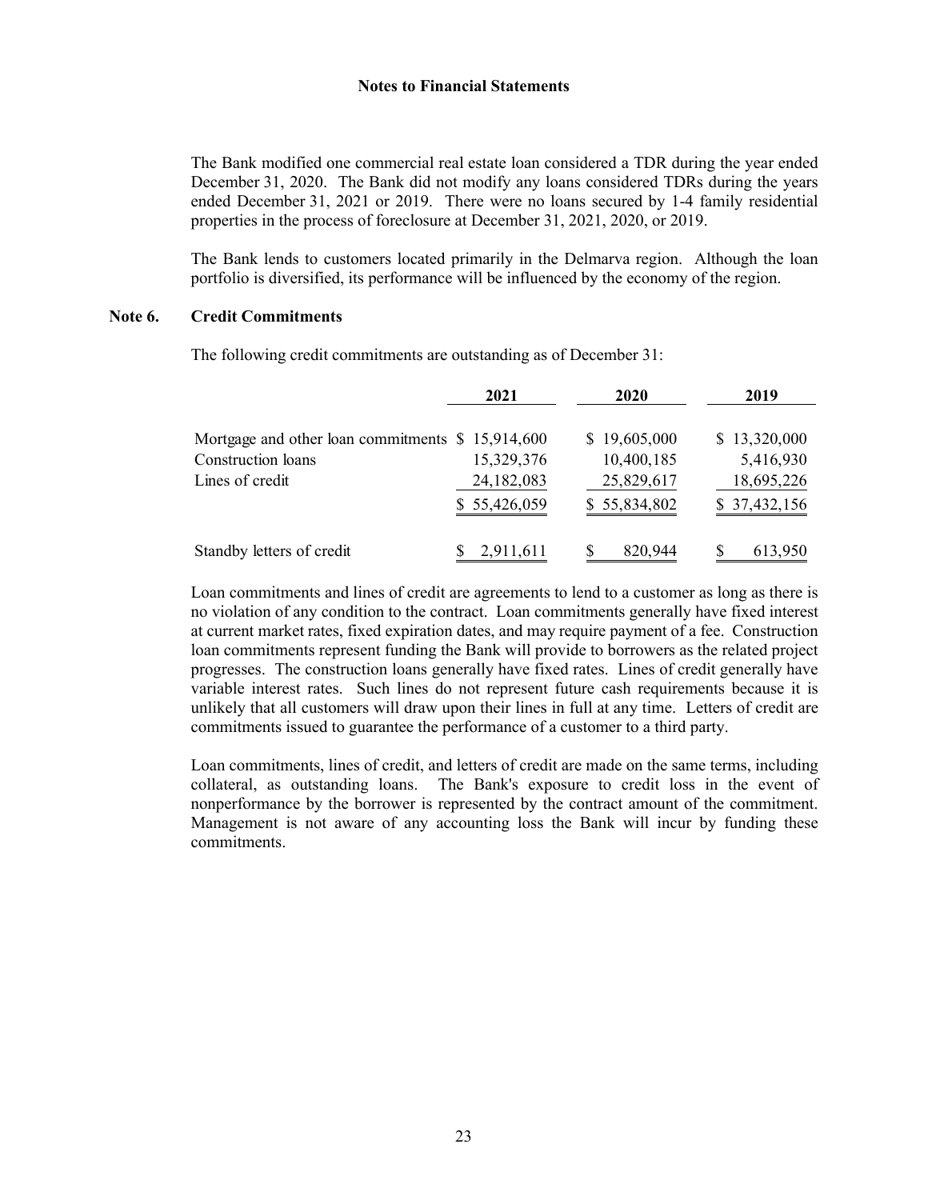## Notes to Financial Statements

The Bank modified one commercial real estate loan considered a TDR during the year ended December 31, 2020. The Bank did not modify any loans considered TDRs during the years ended December 31, 2021 or 2019. There were no loans secured by 1-4 family residential properties in the process of foreclosure at December 31, 2021, 2020, or 2019.

The Bank lends to customers located primarily in the Delmarva region. Although the loan portfolio is diversified, its performance will be influenced by the economy of the region.

### Note 6. Credit Commitments

The following credit commitments are outstanding as of December 31:

| | 2021 | 2020 | 2019 |
|---|---|---|---|
| Mortgage and other loan commitments | $ 15,914,600 | $ 19,605,000 | $ 13,320,000 |
| Construction loans | 15,329,376 | 10,400,185 | 5,416,930 |
| Lines of credit | 24,182,083 | 25,829,617 | 18,695,226 |
| | $ 55,426,059 | $ 55,834,802 | $ 37,432,156 |
| Standby letters of credit | $ 2,911,611 | $ 820,944 | $ 613,950 |

Loan commitments and lines of credit are agreements to lend to a customer as long as there is no violation of any condition to the contract. Loan commitments generally have fixed interest at current market rates, fixed expiration dates, and may require payment of a fee. Construction loan commitments represent funding the Bank will provide to borrowers as the related project progresses. The construction loans generally have fixed rates. Lines of credit generally have variable interest rates. Such lines do not represent future cash requirements because it is unlikely that all customers will draw upon their lines in full at any time. Letters of credit are commitments issued to guarantee the performance of a customer to a third party.

Loan commitments, lines of credit, and letters of credit are made on the same terms, including collateral, as outstanding loans. The Bank's exposure to credit loss in the event of nonperformance by the borrower is represented by the contract amount of the commitment. Management is not aware of any accounting loss the Bank will incur by funding these commitments.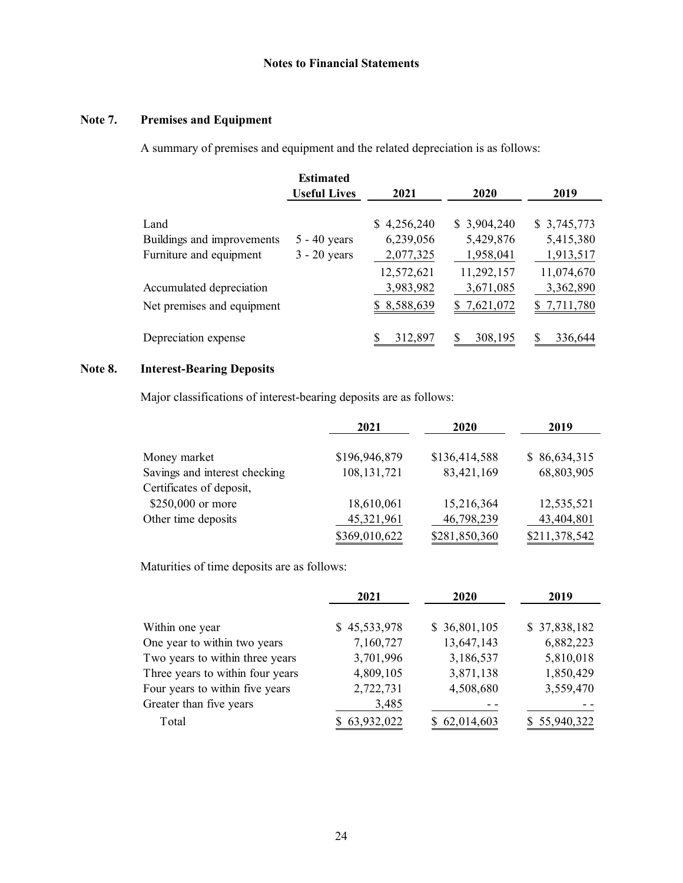**Notes to Financial Statements**

## Note 7. Premises and Equipment

A summary of premises and equipment and the related depreciation is as follows:

| | Estimated Useful Lives | 2021 | 2020 | 2019 |
|---|---|---|---|---|
| Land | | $ 4,256,240 | $ 3,904,240 | $ 3,745,773 |
| Buildings and improvements | 5 - 40 years | 6,239,056 | 5,429,876 | 5,415,380 |
| Furniture and equipment | 3 - 20 years | 2,077,325 | 1,958,041 | 1,913,517 |
| | | 12,572,621 | 11,292,157 | 11,074,670 |
| Accumulated depreciation | | 3,983,982 | 3,671,085 | 3,362,890 |
| Net premises and equipment | | $ 8,588,639 | $ 7,621,072 | $ 7,711,780 |
| Depreciation expense | | $ 312,897 | $ 308,195 | $ 336,644 |

## Note 8. Interest-Bearing Deposits

Major classifications of interest-bearing deposits are as follows:

| | 2021 | 2020 | 2019 |
|---|---|---|---|
| Money market | $196,946,879 | $136,414,588 | $ 86,634,315 |
| Savings and interest checking | 108,131,721 | 83,421,169 | 68,803,905 |
| Certificates of deposit, $250,000 or more | 18,610,061 | 15,216,364 | 12,535,521 |
| Other time deposits | 45,321,961 | 46,798,239 | 43,404,801 |
| | $369,010,622 | $281,850,360 | $211,378,542 |

Maturities of time deposits are as follows:

| | 2021 | 2020 | 2019 |
|---|---|---|---|
| Within one year | $ 45,533,978 | $ 36,801,105 | $ 37,838,182 |
| One year to within two years | 7,160,727 | 13,647,143 | 6,882,223 |
| Two years to within three years | 3,701,996 | 3,186,537 | 5,810,018 |
| Three years to within four years | 4,809,105 | 3,871,138 | 1,850,429 |
| Four years to within five years | 2,722,731 | 4,508,680 | 3,559,470 |
| Greater than five years | 3,485 | - - | - - |
| Total | $ 63,932,022 | $ 62,014,603 | $ 55,940,322 |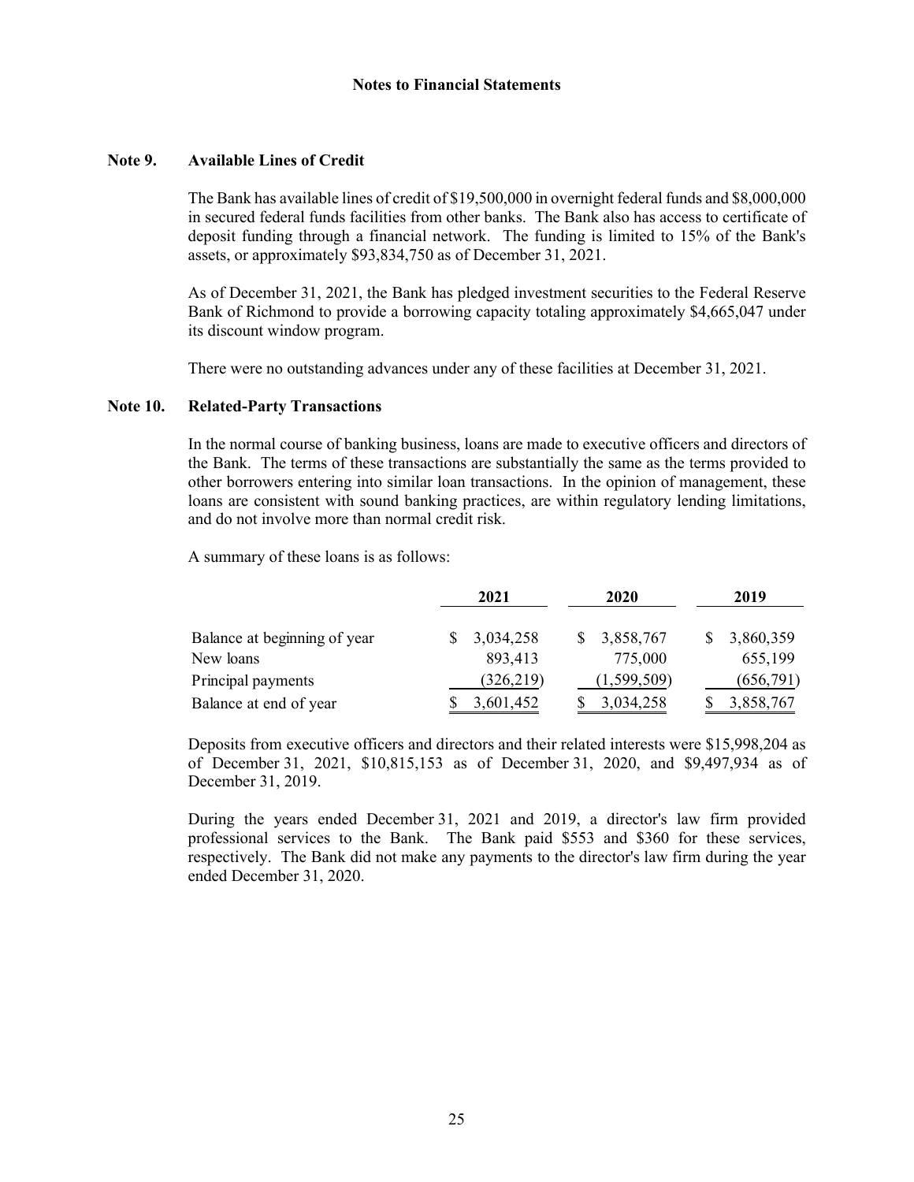## Notes to Financial Statements

### Note 9. Available Lines of Credit

The Bank has available lines of credit of $19,500,000 in overnight federal funds and $8,000,000 in secured federal funds facilities from other banks. The Bank also has access to certificate of deposit funding through a financial network. The funding is limited to 15% of the Bank's assets, or approximately $93,834,750 as of December 31, 2021.

As of December 31, 2021, the Bank has pledged investment securities to the Federal Reserve Bank of Richmond to provide a borrowing capacity totaling approximately $4,665,047 under its discount window program.

There were no outstanding advances under any of these facilities at December 31, 2021.

### Note 10. Related-Party Transactions

In the normal course of banking business, loans are made to executive officers and directors of the Bank. The terms of these transactions are substantially the same as the terms provided to other borrowers entering into similar loan transactions. In the opinion of management, these loans are consistent with sound banking practices, are within regulatory lending limitations, and do not involve more than normal credit risk.

A summary of these loans is as follows:

| | 2021 | 2020 | 2019 |
|---|---|---|---|
| Balance at beginning of year | $ 3,034,258 | $ 3,858,767 | $ 3,860,359 |
| New loans | 893,413 | 775,000 | 655,199 |
| Principal payments | (326,219) | (1,599,509) | (656,791) |
| Balance at end of year | $ 3,601,452 | $ 3,034,258 | $ 3,858,767 |

Deposits from executive officers and directors and their related interests were $15,998,204 as of December 31, 2021, $10,815,153 as of December 31, 2020, and $9,497,934 as of December 31, 2019.

During the years ended December 31, 2021 and 2019, a director's law firm provided professional services to the Bank. The Bank paid $553 and $360 for these services, respectively. The Bank did not make any payments to the director's law firm during the year ended December 31, 2020.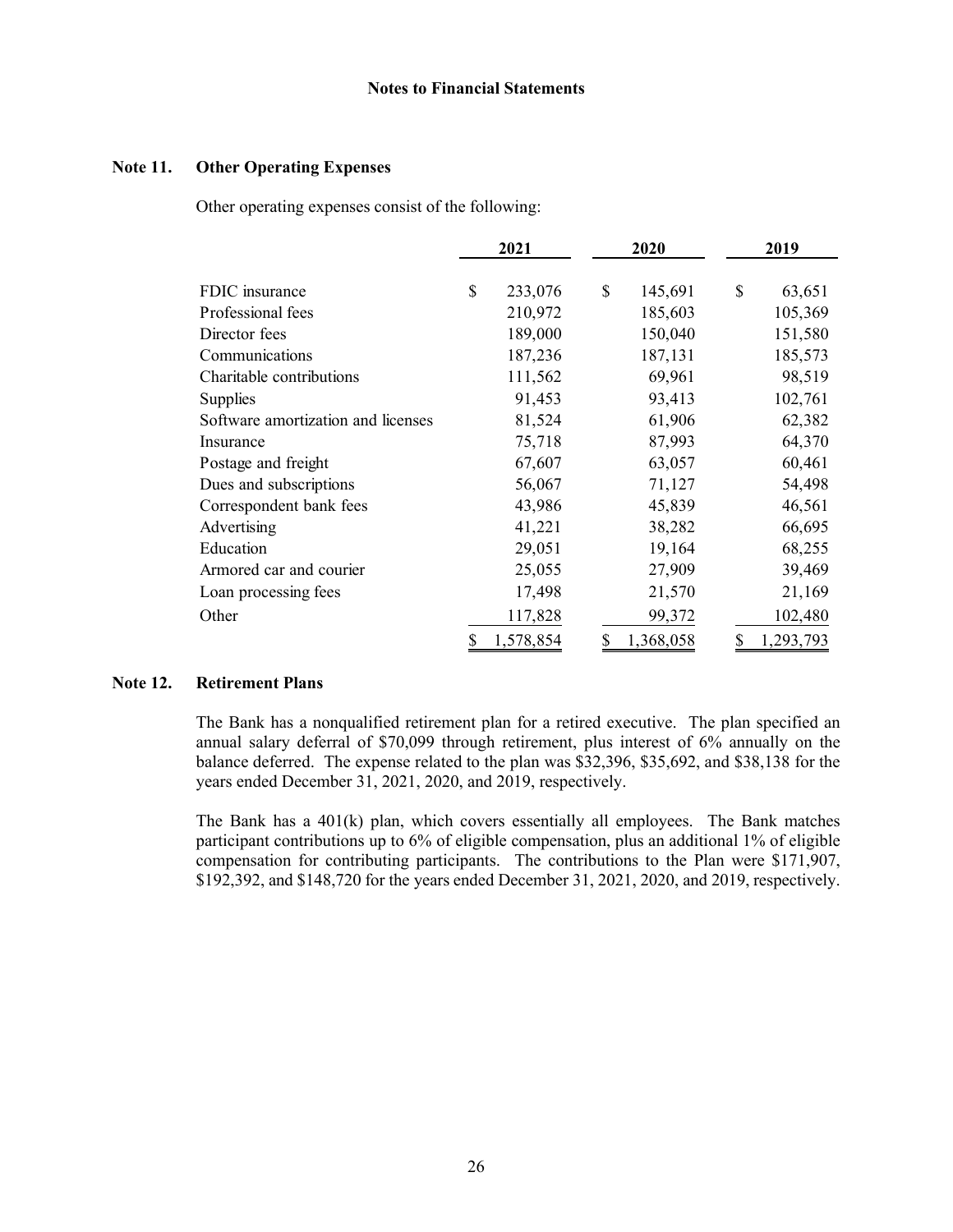Notes to Financial Statements

## Note 11. Other Operating Expenses

Other operating expenses consist of the following:

| | 2021 | 2020 | 2019 |
|---|---|---|---|
| FDIC insurance | $ 233,076 | $ 145,691 | $ 63,651 |
| Professional fees | 210,972 | 185,603 | 105,369 |
| Director fees | 189,000 | 150,040 | 151,580 |
| Communications | 187,236 | 187,131 | 185,573 |
| Charitable contributions | 111,562 | 69,961 | 98,519 |
| Supplies | 91,453 | 93,413 | 102,761 |
| Software amortization and licenses | 81,524 | 61,906 | 62,382 |
| Insurance | 75,718 | 87,993 | 64,370 |
| Postage and freight | 67,607 | 63,057 | 60,461 |
| Dues and subscriptions | 56,067 | 71,127 | 54,498 |
| Correspondent bank fees | 43,986 | 45,839 | 46,561 |
| Advertising | 41,221 | 38,282 | 66,695 |
| Education | 29,051 | 19,164 | 68,255 |
| Armored car and courier | 25,055 | 27,909 | 39,469 |
| Loan processing fees | 17,498 | 21,570 | 21,169 |
| Other | 117,828 | 99,372 | 102,480 |
| | $ 1,578,854 | $ 1,368,058 | $ 1,293,793 |

## Note 12. Retirement Plans

The Bank has a nonqualified retirement plan for a retired executive. The plan specified an annual salary deferral of $70,099 through retirement, plus interest of 6% annually on the balance deferred. The expense related to the plan was $32,396, $35,692, and $38,138 for the years ended December 31, 2021, 2020, and 2019, respectively.

The Bank has a 401(k) plan, which covers essentially all employees. The Bank matches participant contributions up to 6% of eligible compensation, plus an additional 1% of eligible compensation for contributing participants. The contributions to the Plan were $171,907, $192,392, and $148,720 for the years ended December 31, 2021, 2020, and 2019, respectively.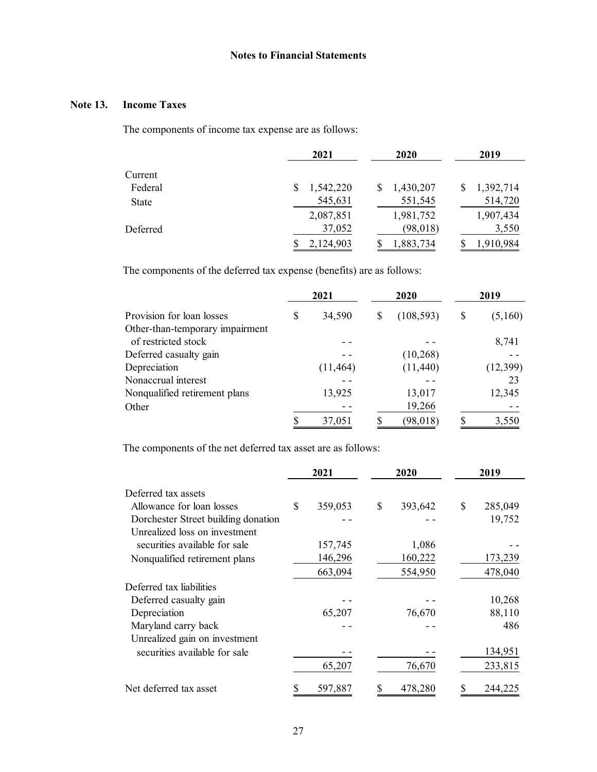## Notes to Financial Statements

### Note 13. Income Taxes

The components of income tax expense are as follows:

| | 2021 | 2020 | 2019 |
|---|---|---|---|
| Current | | | |
| Federal | $ 1,542,220 | $ 1,430,207 | $ 1,392,714 |
| State | 545,631 | 551,545 | 514,720 |
| | 2,087,851 | 1,981,752 | 1,907,434 |
| Deferred | 37,052 | (98,018) | 3,550 |
| | $ 2,124,903 | $ 1,883,734 | $ 1,910,984 |

The components of the deferred tax expense (benefits) are as follows:

| | 2021 | 2020 | 2019 |
|---|---|---|---|
| Provision for loan losses | $ 34,590 | $ (108,593) | $ (5,160) |
| Other-than-temporary impairment of restricted stock | - - | - - | 8,741 |
| Deferred casualty gain | - - | (10,268) | - - |
| Depreciation | (11,464) | (11,440) | (12,399) |
| Nonaccrual interest | - - | - - | 23 |
| Nonqualified retirement plans | 13,925 | 13,017 | 12,345 |
| Other | - - | 19,266 | - - |
| | $ 37,051 | $ (98,018) | $ 3,550 |

The components of the net deferred tax asset are as follows:

| | 2021 | 2020 | 2019 |
|---|---|---|---|
| Deferred tax assets | | | |
| Allowance for loan losses | $ 359,053 | $ 393,642 | $ 285,049 |
| Dorchester Street building donation | - - | - - | 19,752 |
| Unrealized loss on investment securities available for sale | 157,745 | 1,086 | - - |
| Nonqualified retirement plans | 146,296 | 160,222 | 173,239 |
| | 663,094 | 554,950 | 478,040 |
| Deferred tax liabilities | | | |
| Deferred casualty gain | - - | - - | 10,268 |
| Depreciation | 65,207 | 76,670 | 88,110 |
| Maryland carry back | - - | - - | 486 |
| Unrealized gain on investment securities available for sale | - - | - - | 134,951 |
| | 65,207 | 76,670 | 233,815 |
| Net deferred tax asset | $ 597,887 | $ 478,280 | $ 244,225 |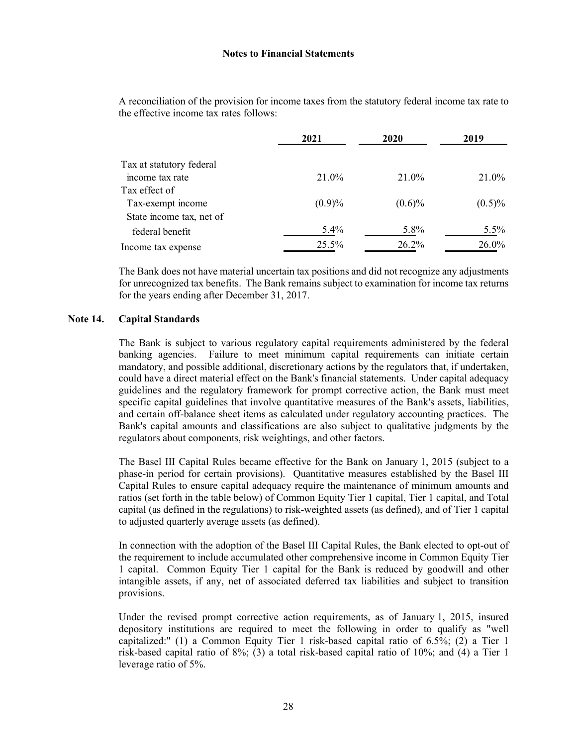A reconciliation of the provision for income taxes from the statutory federal income tax rate to the effective income tax rates follows:

| | 2021 | 2020 | 2019 |
|---|---|---|---|
| Tax at statutory federal income tax rate | 21.0% | 21.0% | 21.0% |
| Tax effect of | | | |
| Tax-exempt income | (0.9)% | (0.6)% | (0.5)% |
| State income tax, net of federal benefit | 5.4% | 5.8% | 5.5% |
| Income tax expense | 25.5% | 26.2% | 26.0% |

The Bank does not have material uncertain tax positions and did not recognize any adjustments for unrecognized tax benefits. The Bank remains subject to examination for income tax returns for the years ending after December 31, 2017.

## Note 14. Capital Standards

The Bank is subject to various regulatory capital requirements administered by the federal banking agencies. Failure to meet minimum capital requirements can initiate certain mandatory, and possible additional, discretionary actions by the regulators that, if undertaken, could have a direct material effect on the Bank's financial statements. Under capital adequacy guidelines and the regulatory framework for prompt corrective action, the Bank must meet specific capital guidelines that involve quantitative measures of the Bank's assets, liabilities, and certain off-balance sheet items as calculated under regulatory accounting practices. The Bank's capital amounts and classifications are also subject to qualitative judgments by the regulators about components, risk weightings, and other factors.

The Basel III Capital Rules became effective for the Bank on January 1, 2015 (subject to a phase-in period for certain provisions). Quantitative measures established by the Basel III Capital Rules to ensure capital adequacy require the maintenance of minimum amounts and ratios (set forth in the table below) of Common Equity Tier 1 capital, Tier 1 capital, and Total capital (as defined in the regulations) to risk-weighted assets (as defined), and of Tier 1 capital to adjusted quarterly average assets (as defined).

In connection with the adoption of the Basel III Capital Rules, the Bank elected to opt-out of the requirement to include accumulated other comprehensive income in Common Equity Tier 1 capital. Common Equity Tier 1 capital for the Bank is reduced by goodwill and other intangible assets, if any, net of associated deferred tax liabilities and subject to transition provisions.

Under the revised prompt corrective action requirements, as of January 1, 2015, insured depository institutions are required to meet the following in order to qualify as "well capitalized:" (1) a Common Equity Tier 1 risk-based capital ratio of 6.5%; (2) a Tier 1 risk-based capital ratio of 8%; (3) a total risk-based capital ratio of 10%; and (4) a Tier 1 leverage ratio of 5%.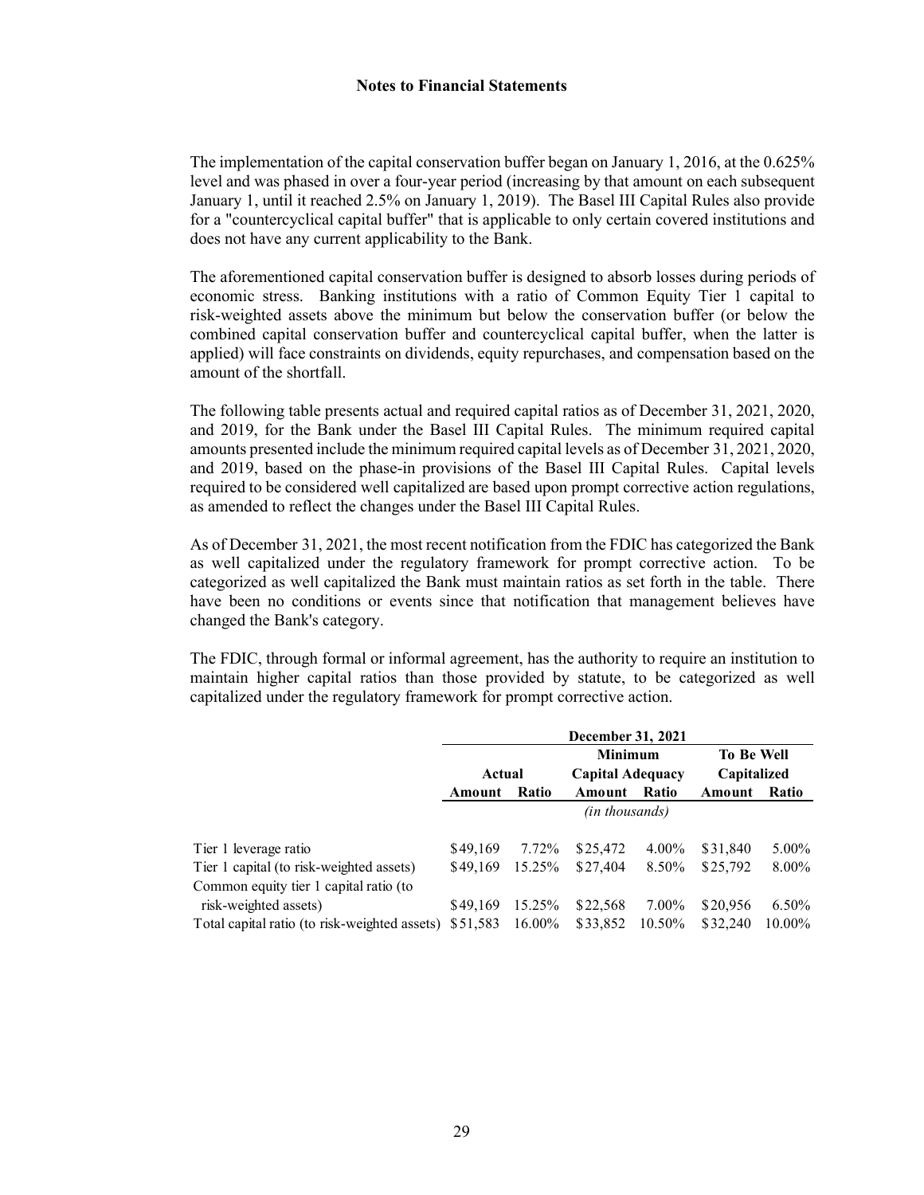The implementation of the capital conservation buffer began on January 1, 2016, at the 0.625% level and was phased in over a four-year period (increasing by that amount on each subsequent January 1, until it reached 2.5% on January 1, 2019). The Basel III Capital Rules also provide for a "countercyclical capital buffer" that is applicable to only certain covered institutions and does not have any current applicability to the Bank.

The aforementioned capital conservation buffer is designed to absorb losses during periods of economic stress. Banking institutions with a ratio of Common Equity Tier 1 capital to risk-weighted assets above the minimum but below the conservation buffer (or below the combined capital conservation buffer and countercyclical capital buffer, when the latter is applied) will face constraints on dividends, equity repurchases, and compensation based on the amount of the shortfall.

The following table presents actual and required capital ratios as of December 31, 2021, 2020, and 2019, for the Bank under the Basel III Capital Rules. The minimum required capital amounts presented include the minimum required capital levels as of December 31, 2021, 2020, and 2019, based on the phase-in provisions of the Basel III Capital Rules. Capital levels required to be considered well capitalized are based upon prompt corrective action regulations, as amended to reflect the changes under the Basel III Capital Rules.

As of December 31, 2021, the most recent notification from the FDIC has categorized the Bank as well capitalized under the regulatory framework for prompt corrective action. To be categorized as well capitalized the Bank must maintain ratios as set forth in the table. There have been no conditions or events since that notification that management believes have changed the Bank's category.

The FDIC, through formal or informal agreement, has the authority to require an institution to maintain higher capital ratios than those provided by statute, to be categorized as well capitalized under the regulatory framework for prompt corrective action.

| | December 31, 2021 | | | | | |
|---|---|---|---|---|---|---|
| | Actual | | Minimum Capital Adequacy | | To Be Well Capitalized | |
| | Amount | Ratio | Amount | Ratio | Amount | Ratio |
| | *(in thousands)* | | | | | |
| Tier 1 leverage ratio | $49,169 | 7.72% | $25,472 | 4.00% | $31,840 | 5.00% |
| Tier 1 capital (to risk-weighted assets) | $49,169 | 15.25% | $27,404 | 8.50% | $25,792 | 8.00% |
| Common equity tier 1 capital ratio (to risk-weighted assets) | $49,169 | 15.25% | $22,568 | 7.00% | $20,956 | 6.50% |
| Total capital ratio (to risk-weighted assets) | $51,583 | 16.00% | $33,852 | 10.50% | $32,240 | 10.00% |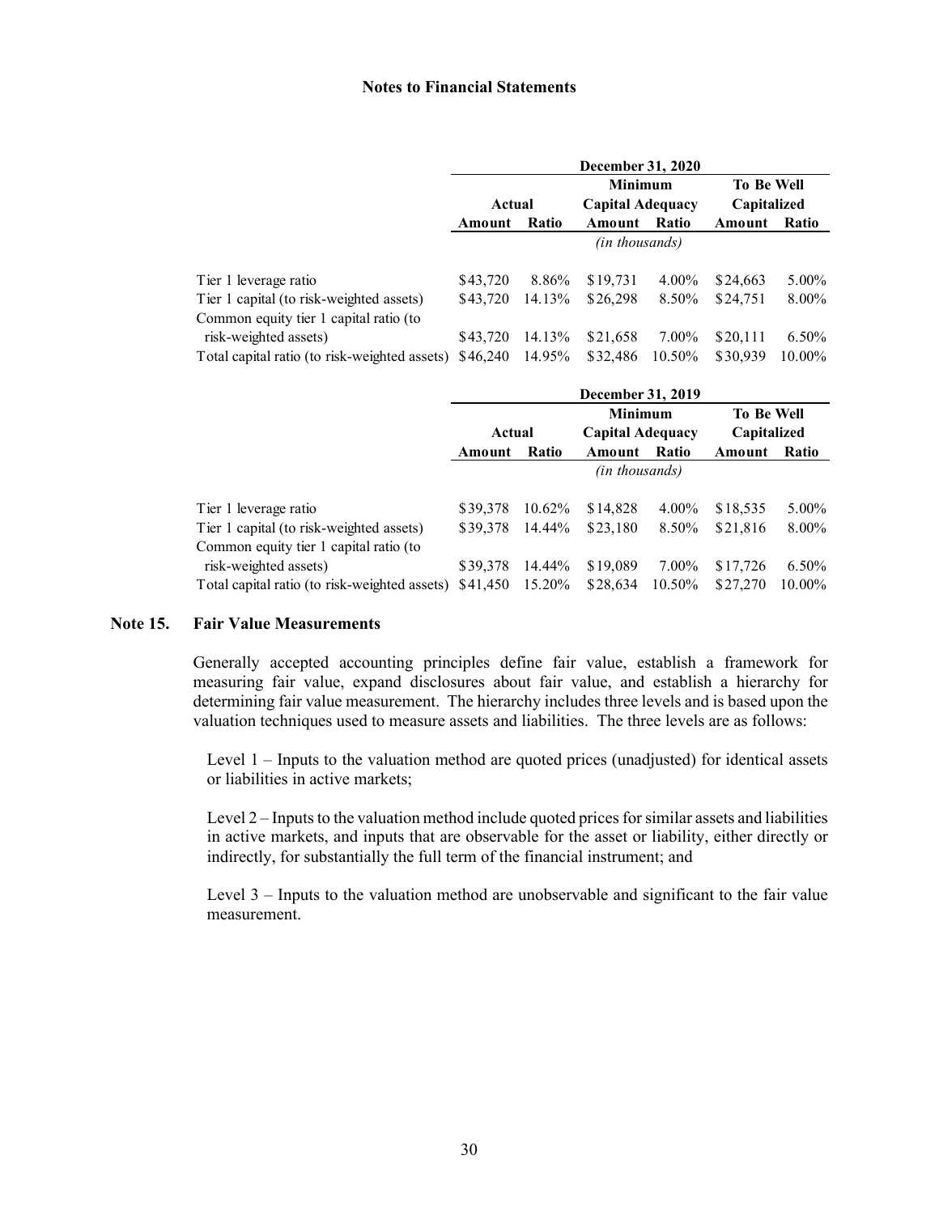Notes to Financial Statements

| | December 31, 2020 | | | | | |
|---|---|---|---|---|---|---|
| | Actual | | Minimum Capital Adequacy | | To Be Well Capitalized | |
| | Amount | Ratio | Amount | Ratio | Amount | Ratio |
| | *(in thousands)* | | | | | |
| Tier 1 leverage ratio | $43,720 | 8.86% | $19,731 | 4.00% | $24,663 | 5.00% |
| Tier 1 capital (to risk-weighted assets) | $43,720 | 14.13% | $26,298 | 8.50% | $24,751 | 8.00% |
| Common equity tier 1 capital ratio (to risk-weighted assets) | $43,720 | 14.13% | $21,658 | 7.00% | $20,111 | 6.50% |
| Total capital ratio (to risk-weighted assets) | $46,240 | 14.95% | $32,486 | 10.50% | $30,939 | 10.00% |

| | December 31, 2019 | | | | | |
|---|---|---|---|---|---|---|
| | Actual | | Minimum Capital Adequacy | | To Be Well Capitalized | |
| | Amount | Ratio | Amount | Ratio | Amount | Ratio |
| | *(in thousands)* | | | | | |
| Tier 1 leverage ratio | $39,378 | 10.62% | $14,828 | 4.00% | $18,535 | 5.00% |
| Tier 1 capital (to risk-weighted assets) | $39,378 | 14.44% | $23,180 | 8.50% | $21,816 | 8.00% |
| Common equity tier 1 capital ratio (to risk-weighted assets) | $39,378 | 14.44% | $19,089 | 7.00% | $17,726 | 6.50% |
| Total capital ratio (to risk-weighted assets) | $41,450 | 15.20% | $28,634 | 10.50% | $27,270 | 10.00% |

## Note 15. Fair Value Measurements

Generally accepted accounting principles define fair value, establish a framework for measuring fair value, expand disclosures about fair value, and establish a hierarchy for determining fair value measurement. The hierarchy includes three levels and is based upon the valuation techniques used to measure assets and liabilities. The three levels are as follows:

Level 1 – Inputs to the valuation method are quoted prices (unadjusted) for identical assets or liabilities in active markets;

Level 2 – Inputs to the valuation method include quoted prices for similar assets and liabilities in active markets, and inputs that are observable for the asset or liability, either directly or indirectly, for substantially the full term of the financial instrument; and

Level 3 – Inputs to the valuation method are unobservable and significant to the fair value measurement.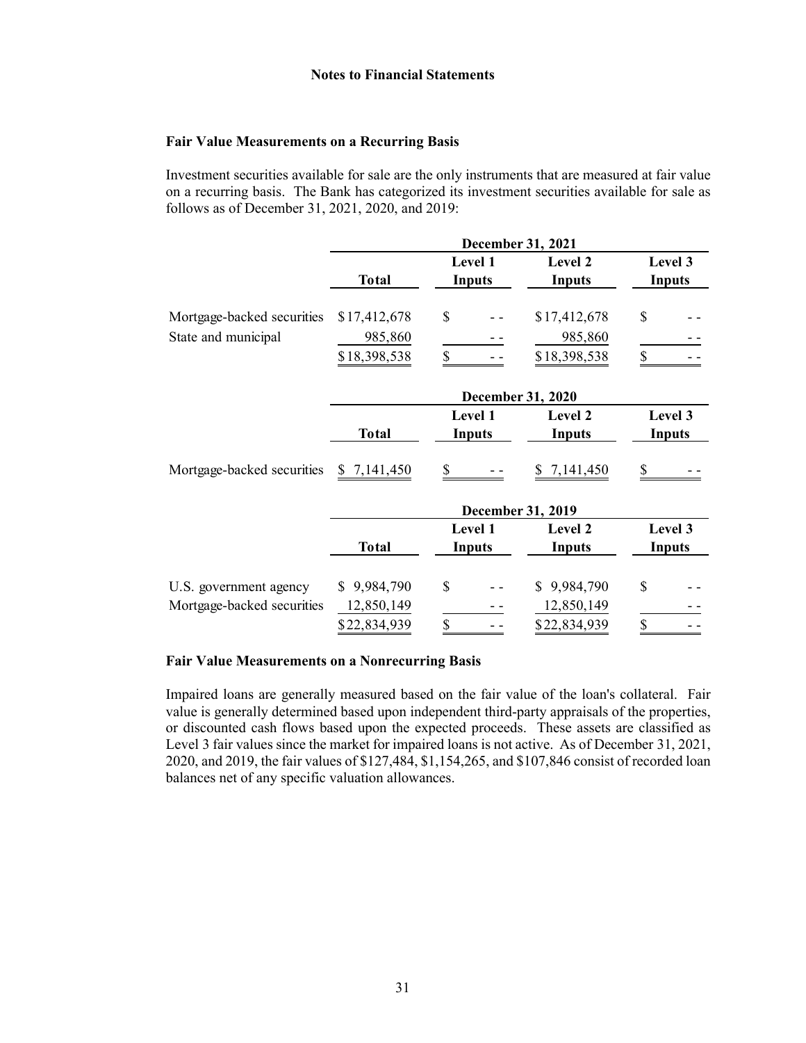**Notes to Financial Statements**

**Fair Value Measurements on a Recurring Basis**

Investment securities available for sale are the only instruments that are measured at fair value on a recurring basis. The Bank has categorized its investment securities available for sale as follows as of December 31, 2021, 2020, and 2019:

| | December 31, 2021 | | | |
|---|---|---|---|---|
| | Total | Level 1 Inputs | Level 2 Inputs | Level 3 Inputs |
| Mortgage-backed securities | $17,412,678 | $ - - | $17,412,678 | $ - - |
| State and municipal | 985,860 | - - | 985,860 | - - |
| | $18,398,538 | $ - - | $18,398,538 | $ - - |

| | December 31, 2020 | | | |
|---|---|---|---|---|
| | Total | Level 1 Inputs | Level 2 Inputs | Level 3 Inputs |
| Mortgage-backed securities | $ 7,141,450 | $ - - | $ 7,141,450 | $ - - |

| | December 31, 2019 | | | |
|---|---|---|---|---|
| | Total | Level 1 Inputs | Level 2 Inputs | Level 3 Inputs |
| U.S. government agency | $ 9,984,790 | $ - - | $ 9,984,790 | $ - - |
| Mortgage-backed securities | 12,850,149 | - - | 12,850,149 | - - |
| | $22,834,939 | $ - - | $22,834,939 | $ - - |

**Fair Value Measurements on a Nonrecurring Basis**

Impaired loans are generally measured based on the fair value of the loan's collateral. Fair value is generally determined based upon independent third-party appraisals of the properties, or discounted cash flows based upon the expected proceeds. These assets are classified as Level 3 fair values since the market for impaired loans is not active. As of December 31, 2021, 2020, and 2019, the fair values of $127,484, $1,154,265, and $107,846 consist of recorded loan balances net of any specific valuation allowances.